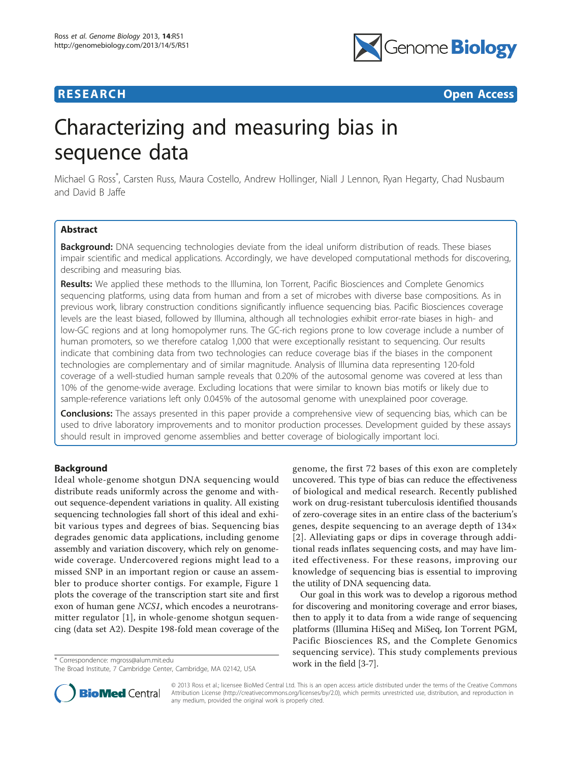# Characterizing and measuring bias in sequence data

Michael G Ross*, Carsten Russ, Maura Costello, Andrew Hollinger, Niall J Lennon, Ryan Hegarty, Chad Nusbaum and David B Jaffe

## Abstract

**Background:** DNA sequencing technologies deviate from the ideal uniform distribution of reads. These biases impair scientific and medical applications. Accordingly, we have developed computational methods for discovering, describing and measuring bias.

**Results:** We applied these methods to the Illumina, Ion Torrent, Pacific Biosciences and Complete Genomics sequencing platforms, using data from human and from a set of microbes with diverse base compositions. As in previous work, library construction conditions significantly influence sequencing bias. Pacific Biosciences coverage levels are the least biased, followed by Illumina, although all technologies exhibit error-rate biases in high- and low-GC regions and at long homopolymer runs. The GC-rich regions prone to low coverage include a number of human promoters, so we therefore catalog 1,000 that were exceptionally resistant to sequencing. Our results indicate that combining data from two technologies can reduce coverage bias if the biases in the component technologies are complementary and of similar magnitude. Analysis of Illumina data representing 120-fold coverage of a well-studied human sample reveals that 0.20% of the autosomal genome was covered at less than 10% of the genome-wide average. Excluding locations that were similar to known bias motifs or likely due to sample-reference variations left only 0.045% of the autosomal genome with unexplained poor coverage.

**Conclusions:** The assays presented in this paper provide a comprehensive view of sequencing bias, which can be used to drive laboratory improvements and to monitor production processes. Development guided by these assays should result in improved genome assemblies and better coverage of biologically important loci.

## Background

Ideal whole-genome shotgun DNA sequencing would distribute reads uniformly across the genome and without sequence-dependent variations in quality. All existing sequencing technologies fall short of this ideal and exhibit various types and degrees of bias. Sequencing bias degrades genomic data applications, including genome assembly and variation discovery, which rely on genome-wide coverage. Undercovered regions might lead to a missed SNP in an important region or cause an assembler to produce shorter contigs. For example, Figure 1 plots the coverage of the transcription start site and first exon of human gene *NCS1*, which encodes a neurotransmitter regulator [1], in whole-genome shotgun sequencing (data set A2). Despite 198-fold mean coverage of the genome, the first 72 bases of this exon are completely uncovered. This type of bias can reduce the effectiveness of biological and medical research. Recently published work on drug-resistant tuberculosis identified thousands of zero-coverage sites in an entire class of the bacterium's genes, despite sequencing to an average depth of 134× [2]. Alleviating gaps or dips in coverage through additional reads inflates sequencing costs, and may have limited effectiveness. For these reasons, improving our knowledge of sequencing bias is essential to improving the utility of DNA sequencing data.

Our goal in this work was to develop a rigorous method for discovering and monitoring coverage and error biases, then to apply it to data from a wide range of sequencing platforms (Illumina HiSeq and MiSeq, Ion Torrent PGM, Pacific Biosciences RS, and the Complete Genomics sequencing service). This study complements previous work in the field [3-7].

* Correspondence: mgross@alum.mit.edu
The Broad Institute, 7 Cambridge Center, Cambridge, MA 02142, USA

© 2013 Ross et al.; licensee BioMed Central Ltd. This is an open access article distributed under the terms of the Creative Commons Attribution License (http://creativecommons.org/licenses/by/2.0), which permits unrestricted use, distribution, and reproduction in any medium, provided the original work is properly cited.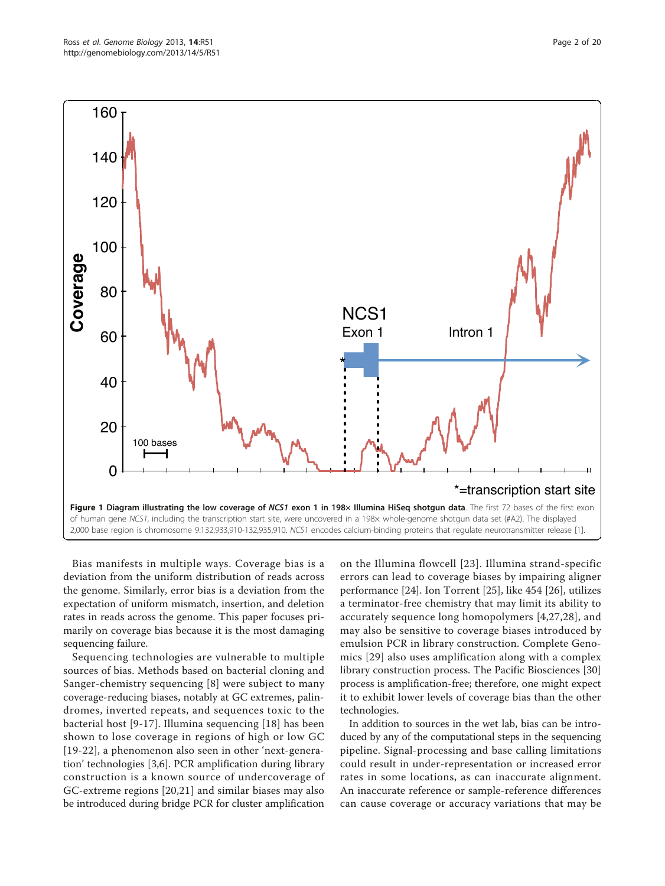**Figure 1 Diagram illustrating the low coverage of *NCS1* exon 1 in 198× Illumina HiSeq shotgun data**. The first 72 bases of the first exon of human gene *NCS1*, including the transcription start site, were uncovered in a 198× whole-genome shotgun data set (#A2). The displayed 2,000 base region is chromosome 9:132,933,910-132,935,910. *NCS1* encodes calcium-binding proteins that regulate neurotransmitter release [1].

Bias manifests in multiple ways. Coverage bias is a deviation from the uniform distribution of reads across the genome. Similarly, error bias is a deviation from the expectation of uniform mismatch, insertion, and deletion rates in reads across the genome. This paper focuses primarily on coverage bias because it is the most damaging sequencing failure.

Sequencing technologies are vulnerable to multiple sources of bias. Methods based on bacterial cloning and Sanger-chemistry sequencing [8] were subject to many coverage-reducing biases, notably at GC extremes, palindromes, inverted repeats, and sequences toxic to the bacterial host [9-17]. Illumina sequencing [18] has been shown to lose coverage in regions of high or low GC [19-22], a phenomenon also seen in other 'next-generation' technologies [3,6]. PCR amplification during library construction is a known source of undercoverage of GC-extreme regions [20,21] and similar biases may also be introduced during bridge PCR for cluster amplification on the Illumina flowcell [23]. Illumina strand-specific errors can lead to coverage biases by impairing aligner performance [24]. Ion Torrent [25], like 454 [26], utilizes a terminator-free chemistry that may limit its ability to accurately sequence long homopolymers [4,27,28], and may also be sensitive to coverage biases introduced by emulsion PCR in library construction. Complete Genomics [29] also uses amplification along with a complex library construction process. The Pacific Biosciences [30] process is amplification-free; therefore, one might expect it to exhibit lower levels of coverage bias than the other technologies.

In addition to sources in the wet lab, bias can be introduced by any of the computational steps in the sequencing pipeline. Signal-processing and base calling limitations could result in under-representation or increased error rates in some locations, as can inaccurate alignment. An inaccurate reference or sample-reference differences can cause coverage or accuracy variations that may be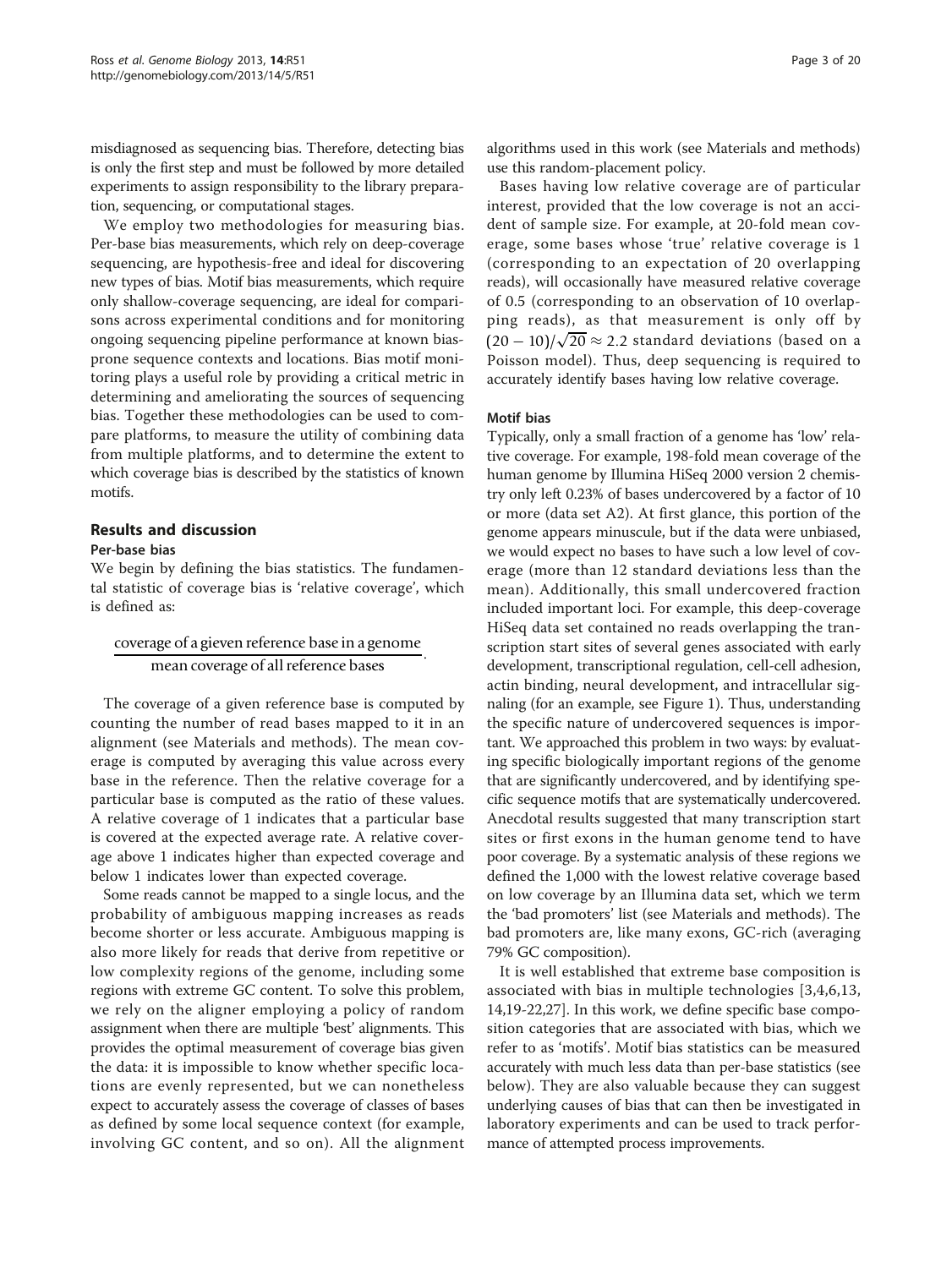misdiagnosed as sequencing bias. Therefore, detecting bias is only the first step and must be followed by more detailed experiments to assign responsibility to the library preparation, sequencing, or computational stages.

We employ two methodologies for measuring bias. Per-base bias measurements, which rely on deep-coverage sequencing, are hypothesis-free and ideal for discovering new types of bias. Motif bias measurements, which require only shallow-coverage sequencing, are ideal for comparisons across experimental conditions and for monitoring ongoing sequencing pipeline performance at known bias-prone sequence contexts and locations. Bias motif monitoring plays a useful role by providing a critical metric in determining and ameliorating the sources of sequencing bias. Together these methodologies can be used to compare platforms, to measure the utility of combining data from multiple platforms, and to determine the extent to which coverage bias is described by the statistics of known motifs.

## Results and discussion

### Per-base bias

We begin by defining the bias statistics. The fundamental statistic of coverage bias is 'relative coverage', which is defined as:

$$\frac{\text{coverage of a gieven reference base in a genome}}{\text{mean coverage of all reference bases}}.$$

The coverage of a given reference base is computed by counting the number of read bases mapped to it in an alignment (see Materials and methods). The mean coverage is computed by averaging this value across every base in the reference. Then the relative coverage for a particular base is computed as the ratio of these values. A relative coverage of 1 indicates that a particular base is covered at the expected average rate. A relative coverage above 1 indicates higher than expected coverage and below 1 indicates lower than expected coverage.

Some reads cannot be mapped to a single locus, and the probability of ambiguous mapping increases as reads become shorter or less accurate. Ambiguous mapping is also more likely for reads that derive from repetitive or low complexity regions of the genome, including some regions with extreme GC content. To solve this problem, we rely on the aligner employing a policy of random assignment when there are multiple 'best' alignments. This provides the optimal measurement of coverage bias given the data: it is impossible to know whether specific locations are evenly represented, but we can nonetheless expect to accurately assess the coverage of classes of bases as defined by some local sequence context (for example, involving GC content, and so on). All the alignment algorithms used in this work (see Materials and methods) use this random-placement policy.

Bases having low relative coverage are of particular interest, provided that the low coverage is not an accident of sample size. For example, at 20-fold mean coverage, some bases whose 'true' relative coverage is 1 (corresponding to an expectation of 20 overlapping reads), will occasionally have measured relative coverage of 0.5 (corresponding to an observation of 10 overlapping reads), as that measurement is only off by $(20 - 10)/\sqrt{20} \approx 2.2$ standard deviations (based on a Poisson model). Thus, deep sequencing is required to accurately identify bases having low relative coverage.

### Motif bias

Typically, only a small fraction of a genome has 'low' relative coverage. For example, 198-fold mean coverage of the human genome by Illumina HiSeq 2000 version 2 chemistry only left 0.23% of bases undercovered by a factor of 10 or more (data set A2). At first glance, this portion of the genome appears minuscule, but if the data were unbiased, we would expect no bases to have such a low level of coverage (more than 12 standard deviations less than the mean). Additionally, this small undercovered fraction included important loci. For example, this deep-coverage HiSeq data set contained no reads overlapping the transcription start sites of several genes associated with early development, transcriptional regulation, cell-cell adhesion, actin binding, neural development, and intracellular signaling (for an example, see Figure 1). Thus, understanding the specific nature of undercovered sequences is important. We approached this problem in two ways: by evaluating specific biologically important regions of the genome that are significantly undercovered, and by identifying specific sequence motifs that are systematically undercovered. Anecdotal results suggested that many transcription start sites or first exons in the human genome tend to have poor coverage. By a systematic analysis of these regions we defined the 1,000 with the lowest relative coverage based on low coverage by an Illumina data set, which we term the 'bad promoters' list (see Materials and methods). The bad promoters are, like many exons, GC-rich (averaging 79% GC composition).

It is well established that extreme base composition is associated with bias in multiple technologies [3,4,6,13,14,19-22,27]. In this work, we define specific base composition categories that are associated with bias, which we refer to as 'motifs'. Motif bias statistics can be measured accurately with much less data than per-base statistics (see below). They are also valuable because they can suggest underlying causes of bias that can then be investigated in laboratory experiments and can be used to track performance of attempted process improvements.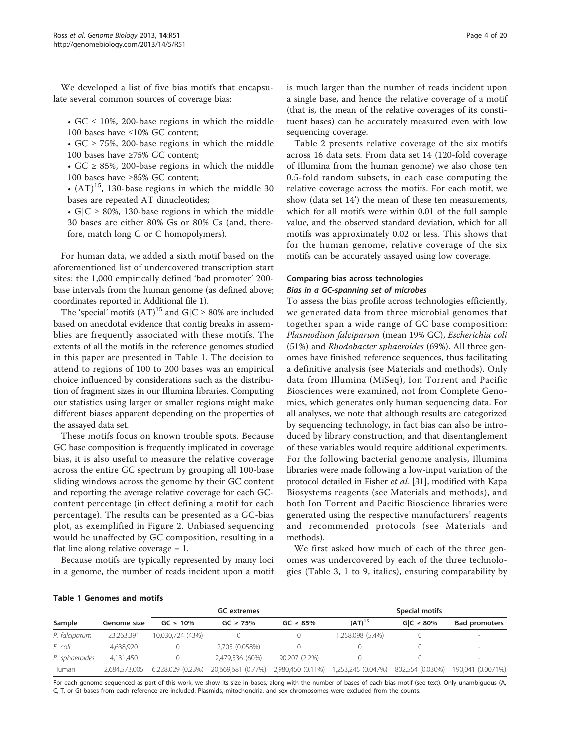We developed a list of five bias motifs that encapsulate several common sources of coverage bias:

- GC ≤ 10%, 200-base regions in which the middle 100 bases have ≤10% GC content;
- GC ≥ 75%, 200-base regions in which the middle 100 bases have ≥75% GC content;
- GC ≥ 85%, 200-base regions in which the middle 100 bases have ≥85% GC content;
- $(AT)^{15}$, 130-base regions in which the middle 30 bases are repeated AT dinucleotides;
- G|C ≥ 80%, 130-base regions in which the middle 30 bases are either 80% Gs or 80% Cs (and, therefore, match long G or C homopolymers).

For human data, we added a sixth motif based on the aforementioned list of undercovered transcription start sites: the 1,000 empirically defined 'bad promoter' 200-base intervals from the human genome (as defined above; coordinates reported in Additional file 1).

The 'special' motifs $(AT)^{15}$ and G|C ≥ 80% are included based on anecdotal evidence that contig breaks in assemblies are frequently associated with these motifs. The extents of all the motifs in the reference genomes studied in this paper are presented in Table 1. The decision to attend to regions of 100 to 200 bases was an empirical choice influenced by considerations such as the distribution of fragment sizes in our Illumina libraries. Computing our statistics using larger or smaller regions might make different biases apparent depending on the properties of the assayed data set.

These motifs focus on known trouble spots. Because GC base composition is frequently implicated in coverage bias, it is also useful to measure the relative coverage across the entire GC spectrum by grouping all 100-base sliding windows across the genome by their GC content and reporting the average relative coverage for each GC-content percentage (in effect defining a motif for each percentage). The results can be presented as a GC-bias plot, as exemplified in Figure 2. Unbiased sequencing would be unaffected by GC composition, resulting in a flat line along relative coverage = 1.

Because motifs are typically represented by many loci in a genome, the number of reads incident upon a motif is much larger than the number of reads incident upon a single base, and hence the relative coverage of a motif (that is, the mean of the relative coverages of its constituent bases) can be accurately measured even with low sequencing coverage.

Table 2 presents relative coverage of the six motifs across 16 data sets. From data set 14 (120-fold coverage of Illumina from the human genome) we also chose ten 0.5-fold random subsets, in each case computing the relative coverage across the motifs. For each motif, we show (data set 14') the mean of these ten measurements, which for all motifs were within 0.01 of the full sample value, and the observed standard deviation, which for all motifs was approximately 0.02 or less. This shows that for the human genome, relative coverage of the six motifs can be accurately assayed using low coverage.

## Comparing bias across technologies

### *Bias in a GC-spanning set of microbes*

To assess the bias profile across technologies efficiently, we generated data from three microbial genomes that together span a wide range of GC base composition: *Plasmodium falciparum* (mean 19% GC), *Escherichia coli* (51%) and *Rhodobacter sphaeroides* (69%). All three genomes have finished reference sequences, thus facilitating a definitive analysis (see Materials and methods). Only data from Illumina (MiSeq), Ion Torrent and Pacific Biosciences were examined, not from Complete Genomics, which generates only human sequencing data. For all analyses, we note that although results are categorized by sequencing technology, in fact bias can also be introduced by library construction, and that disentanglement of these variables would require additional experiments. For the following bacterial genome analysis, Illumina libraries were made following a low-input variation of the protocol detailed in Fisher *et al.* [31], modified with Kapa Biosystems reagents (see Materials and methods), and both Ion Torrent and Pacific Bioscience libraries were generated using the respective manufacturers' reagents and recommended protocols (see Materials and methods).

We first asked how much of each of the three genomes was undercovered by each of the three technologies (Table 3, 1 to 9, italics), ensuring comparability by

**Table 1 Genomes and motifs**

| Sample | Genome size | GC extremes | | | Special motifs | | |
|---|---|---|---|---|---|---|---|
| | | GC ≤ 10% | GC ≥ 75% | GC ≥ 85% | $(AT)^{15}$ | G\|C ≥ 80% | Bad promoters |
| *P. falciparum* | 23,263,391 | 10,030,724 (43%) | 0 | 0 | 1,258,098 (5.4%) | 0 | - |
| *E. coli* | 4,638,920 | 0 | 2,705 (0.058%) | 0 | 0 | 0 | - |
| *R. sphaeroides* | 4,131,450 | 0 | 2,479,536 (60%) | 90,207 (2.2%) | 0 | 0 | - |
| Human | 2,684,573,005 | 6,228,029 (0.23%) | 20,669,681 (0.77%) | 2,980,450 (0.11%) | 1,253,245 (0.047%) | 802,554 (0.030%) | 190,041 (0.0071%) |

For each genome sequenced as part of this work, we show its size in bases, along with the number of bases of each bias motif (see text). Only unambiguous (A, C, T, or G) bases from each reference are included. Plasmids, mitochondria, and sex chromosomes were excluded from the counts.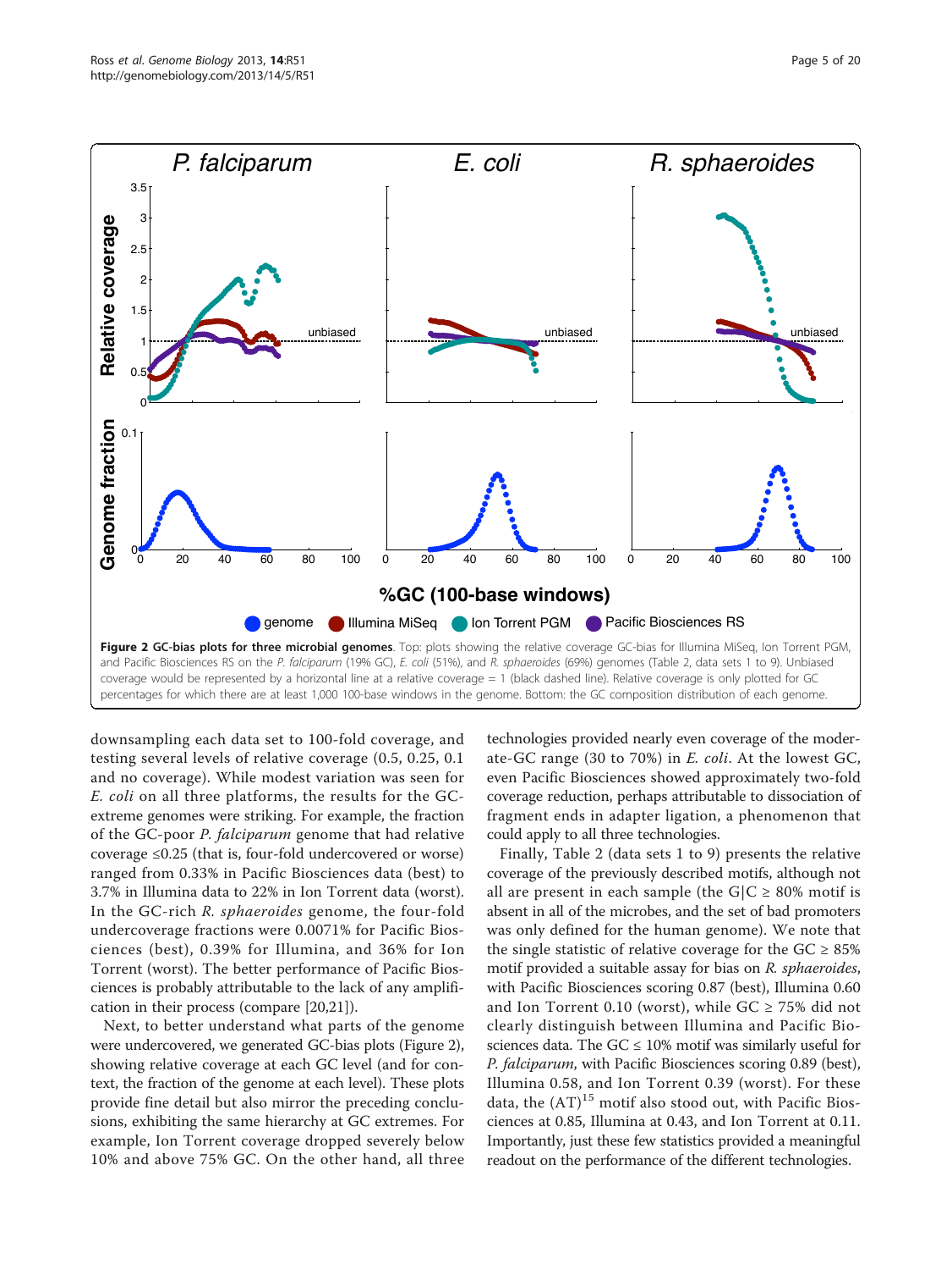**Figure 2 GC-bias plots for three microbial genomes**. Top: plots showing the relative coverage GC-bias for Illumina MiSeq, Ion Torrent PGM, and Pacific Biosciences RS on the *P. falciparum* (19% GC), *E. coli* (51%), and *R. sphaeroides* (69%) genomes (Table 2, data sets 1 to 9). Unbiased coverage would be represented by a horizontal line at a relative coverage = 1 (black dashed line). Relative coverage is only plotted for GC percentages for which there are at least 1,000 100-base windows in the genome. Bottom: the GC composition distribution of each genome.

downsampling each data set to 100-fold coverage, and testing several levels of relative coverage (0.5, 0.25, 0.1 and no coverage). While modest variation was seen for *E. coli* on all three platforms, the results for the GC-extreme genomes were striking. For example, the fraction of the GC-poor *P. falciparum* genome that had relative coverage ≤0.25 (that is, four-fold undercovered or worse) ranged from 0.33% in Pacific Biosciences data (best) to 3.7% in Illumina data to 22% in Ion Torrent data (worst). In the GC-rich *R. sphaeroides* genome, the four-fold undercoverage fractions were 0.0071% for Pacific Biosciences (best), 0.39% for Illumina, and 36% for Ion Torrent (worst). The better performance of Pacific Biosciences is probably attributable to the lack of any amplification in their process (compare [20,21]).

Next, to better understand what parts of the genome were undercovered, we generated GC-bias plots (Figure 2), showing relative coverage at each GC level (and for context, the fraction of the genome at each level). These plots provide fine detail but also mirror the preceding conclusions, exhibiting the same hierarchy at GC extremes. For example, Ion Torrent coverage dropped severely below 10% and above 75% GC. On the other hand, all three technologies provided nearly even coverage of the moderate-GC range (30 to 70%) in *E. coli*. At the lowest GC, even Pacific Biosciences showed approximately two-fold coverage reduction, perhaps attributable to dissociation of fragment ends in adapter ligation, a phenomenon that could apply to all three technologies.

Finally, Table 2 (data sets 1 to 9) presents the relative coverage of the previously described motifs, although not all are present in each sample (the G|C ≥ 80% motif is absent in all of the microbes, and the set of bad promoters was only defined for the human genome). We note that the single statistic of relative coverage for the GC ≥ 85% motif provided a suitable assay for bias on *R. sphaeroides*, with Pacific Biosciences scoring 0.87 (best), Illumina 0.60 and Ion Torrent 0.10 (worst), while GC ≥ 75% did not clearly distinguish between Illumina and Pacific Biosciences data. The GC ≤ 10% motif was similarly useful for *P. falciparum*, with Pacific Biosciences scoring 0.89 (best), Illumina 0.58, and Ion Torrent 0.39 (worst). For these data, the $(AT)^{15}$ motif also stood out, with Pacific Biosciences at 0.85, Illumina at 0.43, and Ion Torrent at 0.11. Importantly, just these few statistics provided a meaningful readout on the performance of the different technologies.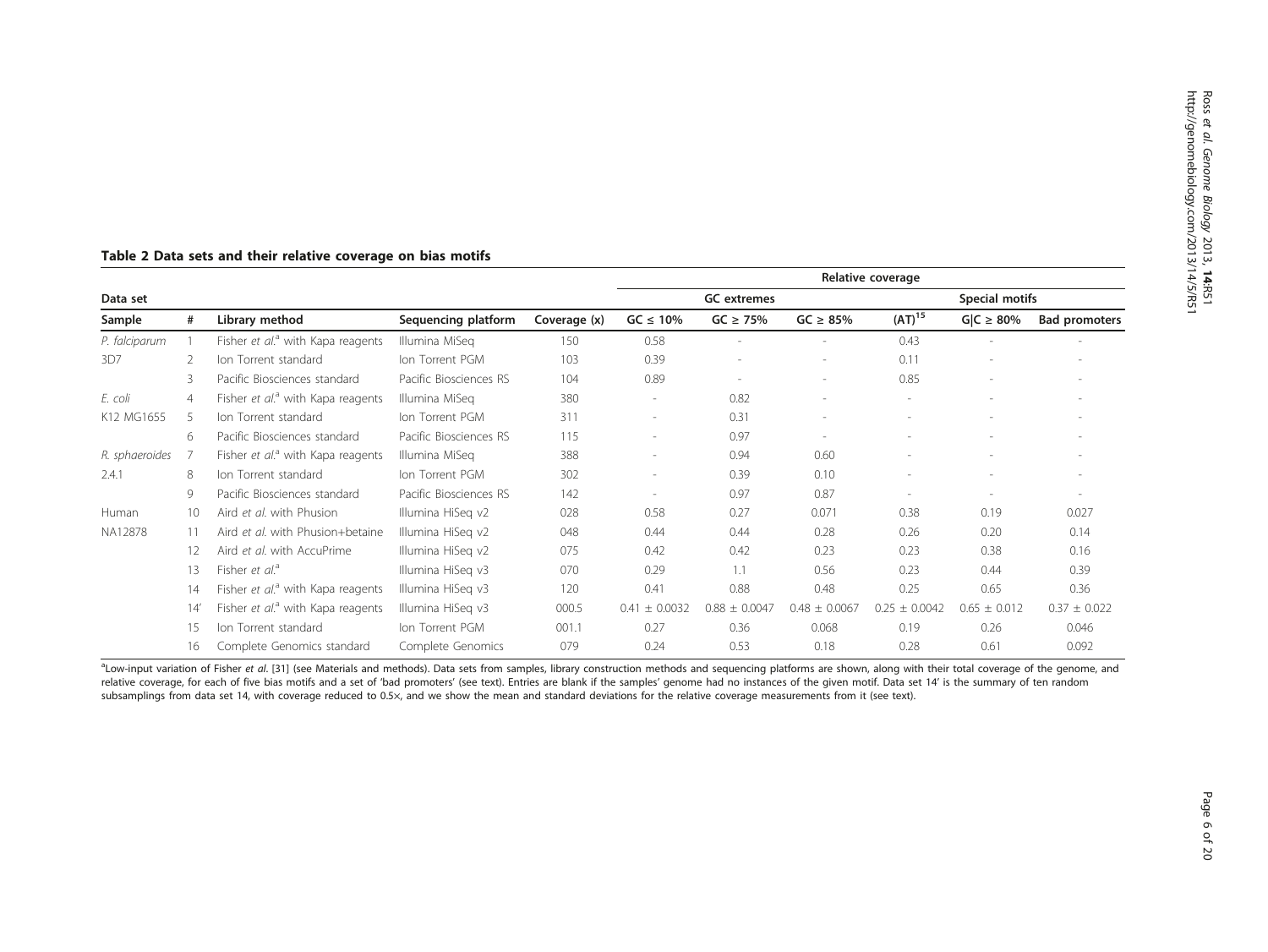**Table 2 Data sets and their relative coverage on bias motifs**

| Data set | | | | | Relative coverage | | | | | |
|---|---|---|---|---|---|---|---|---|---|---|
| | | | | | GC extremes | | | Special motifs | | |
| Sample | # | Library method | Sequencing platform | Coverage (x) | GC ≤ 10% | GC ≥ 75% | GC ≥ 85% | $(AT)^{15}$ | G\|C ≥ 80% | Bad promoters |
| *P. falciparum* | 1 | Fisher *et al.*[a] with Kapa reagents | Illumina MiSeq | 150 | 0.58 | - | - | 0.43 | - | - |
| 3D7 | 2 | Ion Torrent standard | Ion Torrent PGM | 103 | 0.39 | - | - | 0.11 | - | - |
| | 3 | Pacific Biosciences standard | Pacific Biosciences RS | 104 | 0.89 | - | - | 0.85 | - | - |
| *E. coli* | 4 | Fisher *et al.*[a] with Kapa reagents | Illumina MiSeq | 380 | - | 0.82 | - | - | - | - |
| K12 MG1655 | 5 | Ion Torrent standard | Ion Torrent PGM | 311 | - | 0.31 | - | - | - | - |
| | 6 | Pacific Biosciences standard | Pacific Biosciences RS | 115 | - | 0.97 | - | - | - | - |
| *R. sphaeroides* | 7 | Fisher *et al.*[a] with Kapa reagents | Illumina MiSeq | 388 | - | 0.94 | 0.60 | - | - | - |
| 2.4.1 | 8 | Ion Torrent standard | Ion Torrent PGM | 302 | - | 0.39 | 0.10 | - | - | - |
| | 9 | Pacific Biosciences standard | Pacific Biosciences RS | 142 | - | 0.97 | 0.87 | - | - | - |
| Human | 10 | Aird *et al.* with Phusion | Illumina HiSeq v2 | 028 | 0.58 | 0.27 | 0.071 | 0.38 | 0.19 | 0.027 |
| NA12878 | 11 | Aird *et al.* with Phusion+betaine | Illumina HiSeq v2 | 048 | 0.44 | 0.44 | 0.28 | 0.26 | 0.20 | 0.14 |
| | 12 | Aird *et al.* with AccuPrime | Illumina HiSeq v2 | 075 | 0.42 | 0.42 | 0.23 | 0.23 | 0.38 | 0.16 |
| | 13 | Fisher *et al.*[a] | Illumina HiSeq v3 | 070 | 0.29 | 1.1 | 0.56 | 0.23 | 0.44 | 0.39 |
| | 14 | Fisher *et al.*[a] with Kapa reagents | Illumina HiSeq v3 | 120 | 0.41 | 0.88 | 0.48 | 0.25 | 0.65 | 0.36 |
| | 14' | Fisher *et al.*[a] with Kapa reagents | Illumina HiSeq v3 | 000.5 | 0.41 ± 0.0032 | 0.88 ± 0.0047 | 0.48 ± 0.0067 | 0.25 ± 0.0042 | 0.65 ± 0.012 | 0.37 ± 0.022 |
| | 15 | Ion Torrent standard | Ion Torrent PGM | 001.1 | 0.27 | 0.36 | 0.068 | 0.19 | 0.26 | 0.046 |
| | 16 | Complete Genomics standard | Complete Genomics | 079 | 0.24 | 0.53 | 0.18 | 0.28 | 0.61 | 0.092 |

[a]Low-input variation of Fisher *et al*. [31] (see Materials and methods). Data sets from samples, library construction methods and sequencing platforms are shown, along with their total coverage of the genome, and relative coverage, for each of five bias motifs and a set of 'bad promoters' (see text). Entries are blank if the samples' genome had no instances of the given motif. Data set 14' is the summary of ten random subsamplings from data set 14, with coverage reduced to 0.5×, and we show the mean and standard deviations for the relative coverage measurements from it (see text).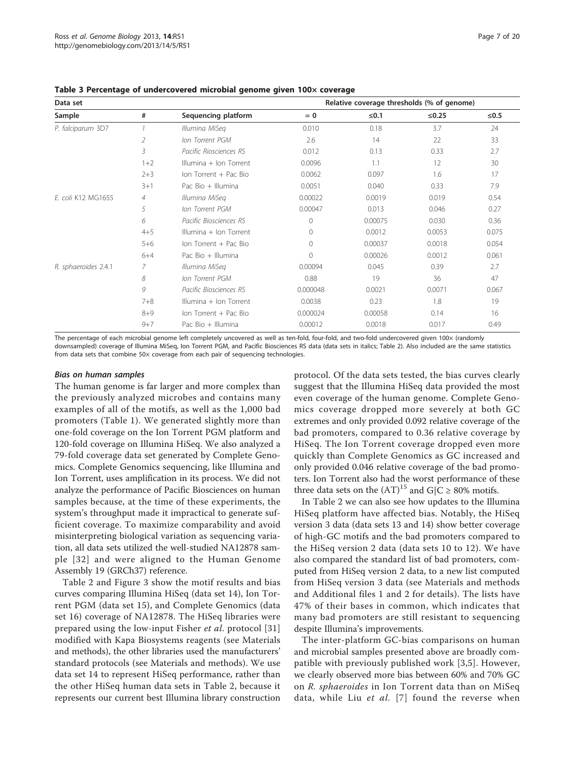**Table 3 Percentage of undercovered microbial genome given 100× coverage**

| Data set | | | Relative coverage thresholds (% of genome) | | | |
|---|---|---|---|---|---|---|
| Sample | # | Sequencing platform | = 0 | ≤0.1 | ≤0.25 | ≤0.5 |
| *P. falciparum* 3D7 | *1* | *Illumina MiSeq* | 0.010 | 0.18 | 3.7 | 24 |
| | *2* | *Ion Torrent PGM* | 2.6 | 14 | 22 | 33 |
| | *3* | *Pacific Riosciences RS* | 0.012 | 0.13 | 0.33 | 2.7 |
| | 1+2 | Illumina + Ion Torrent | 0.0096 | 1.1 | 12 | 30 |
| | 2+3 | Ion Torrent + Pac Bio | 0.0062 | 0.097 | 1.6 | 17 |
| | 3+1 | Pac Bio + Illumina | 0.0051 | 0.040 | 0.33 | 7.9 |
| *E. coli* K12 MG1655 | *4* | *Illumina MiSeq* | 0.00022 | 0.0019 | 0.019 | 0.54 |
| | *5* | *Ion Torrent PGM* | 0.00047 | 0.013 | 0.046 | 0.27 |
| | *6* | *Pacific Biosciences RS* | 0 | 0.00075 | 0.030 | 0.36 |
| | 4+5 | Illumina + Ion Torrent | 0 | 0.0012 | 0.0053 | 0.075 |
| | 5+6 | Ion Torrent + Pac Bio | 0 | 0.00037 | 0.0018 | 0.054 |
| | 6+4 | Pac Bio + Illumina | 0 | 0.00026 | 0.0012 | 0.061 |
| *R. sphaeroides* 2.4.1 | *7* | *Illumina MiSeq* | 0.00094 | 0.045 | 0.39 | 2.7 |
| | *8* | *Ion Torrent PGM* | 0.88 | 19 | 36 | 47 |
| | *9* | *Pacific Biosciences RS* | 0.000048 | 0.0021 | 0.0071 | 0.067 |
| | 7+8 | Illumina + Ion Torrent | 0.0038 | 0.23 | 1.8 | 19 |
| | 8+9 | Ion Torrent + Pac Bio | 0.000024 | 0.00058 | 0.14 | 16 |
| | 9+7 | Pac Bio + Illumina | 0.00012 | 0.0018 | 0.017 | 0.49 |

The percentage of each microbial genome left completely uncovered as well as ten-fold, four-fold, and two-fold undercovered given 100× (randomly downsampled) coverage of Illumina MiSeq, Ion Torrent PGM, and Pacific Biosciences RS data (data sets in italics; Table 2). Also included are the same statistics from data sets that combine 50× coverage from each pair of sequencing technologies.

### *Bias on human samples*

The human genome is far larger and more complex than the previously analyzed microbes and contains many examples of all of the motifs, as well as the 1,000 bad promoters (Table 1). We generated slightly more than one-fold coverage on the Ion Torrent PGM platform and 120-fold coverage on Illumina HiSeq. We also analyzed a 79-fold coverage data set generated by Complete Genomics. Complete Genomics sequencing, like Illumina and Ion Torrent, uses amplification in its process. We did not analyze the performance of Pacific Biosciences on human samples because, at the time of these experiments, the system's throughput made it impractical to generate sufficient coverage. To maximize comparability and avoid misinterpreting biological variation as sequencing variation, all data sets utilized the well-studied NA12878 sample [32] and were aligned to the Human Genome Assembly 19 (GRCh37) reference.

Table 2 and Figure 3 show the motif results and bias curves comparing Illumina HiSeq (data set 14), Ion Torrent PGM (data set 15), and Complete Genomics (data set 16) coverage of NA12878. The HiSeq libraries were prepared using the low-input Fisher *et al*. protocol [31] modified with Kapa Biosystems reagents (see Materials and methods), the other libraries used the manufacturers' standard protocols (see Materials and methods). We use data set 14 to represent HiSeq performance, rather than the other HiSeq human data sets in Table 2, because it represents our current best Illumina library construction protocol. Of the data sets tested, the bias curves clearly suggest that the Illumina HiSeq data provided the most even coverage of the human genome. Complete Genomics coverage dropped more severely at both GC extremes and only provided 0.092 relative coverage of the bad promoters, compared to 0.36 relative coverage by HiSeq. The Ion Torrent coverage dropped even more quickly than Complete Genomics as GC increased and only provided 0.046 relative coverage of the bad promoters. Ion Torrent also had the worst performance of these three data sets on the $(AT)^{15}$ and G|C ≥ 80% motifs.

In Table 2 we can also see how updates to the Illumina HiSeq platform have affected bias. Notably, the HiSeq version 3 data (data sets 13 and 14) show better coverage of high-GC motifs and the bad promoters compared to the HiSeq version 2 data (data sets 10 to 12). We have also compared the standard list of bad promoters, computed from HiSeq version 2 data, to a new list computed from HiSeq version 3 data (see Materials and methods and Additional files 1 and 2 for details). The lists have 47% of their bases in common, which indicates that many bad promoters are still resistant to sequencing despite Illumina's improvements.

The inter-platform GC-bias comparisons on human and microbial samples presented above are broadly compatible with previously published work [3,5]. However, we clearly observed more bias between 60% and 70% GC on *R. sphaeroides* in Ion Torrent data than on MiSeq data, while Liu *et al*. [7] found the reverse when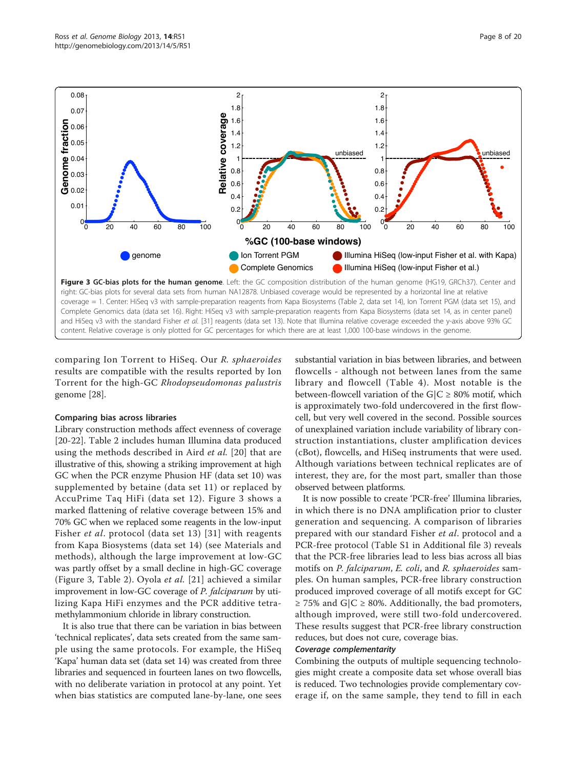**Figure 3 GC-bias plots for the human genome**. Left: the GC composition distribution of the human genome (HG19, GRCh37). Center and right: GC-bias plots for several data sets from human NA12878. Unbiased coverage would be represented by a horizontal line at relative coverage = 1. Center: HiSeq v3 with sample-preparation reagents from Kapa Biosystems (Table 2, data set 14), Ion Torrent PGM (data set 15), and Complete Genomics data (data set 16). Right: HiSeq v3 with sample-preparation reagents from Kapa Biosystems (data set 14, as in center panel) and HiSeq v3 with the standard Fisher *et al.* [31] reagents (data set 13). Note that Illumina relative coverage exceeded the y-axis above 93% GC content. Relative coverage is only plotted for GC percentages for which there are at least 1,000 100-base windows in the genome.

comparing Ion Torrent to HiSeq. Our *R. sphaeroides* results are compatible with the results reported by Ion Torrent for the high-GC *Rhodopseudomonas palustris* genome [28].

#### Comparing bias across libraries

Library construction methods affect evenness of coverage [20-22]. Table 2 includes human Illumina data produced using the methods described in Aird *et al.* [20] that are illustrative of this, showing a striking improvement at high GC when the PCR enzyme Phusion HF (data set 10) was supplemented by betaine (data set 11) or replaced by AccuPrime Taq HiFi (data set 12). Figure 3 shows a marked flattening of relative coverage between 15% and 70% GC when we replaced some reagents in the low-input Fisher *et al*. protocol (data set 13) [31] with reagents from Kapa Biosystems (data set 14) (see Materials and methods), although the large improvement at low-GC was partly offset by a small decline in high-GC coverage (Figure 3, Table 2). Oyola *et al.* [21] achieved a similar improvement in low-GC coverage of *P. falciparum* by utilizing Kapa HiFi enzymes and the PCR additive tetramethylammonium chloride in library construction.

It is also true that there can be variation in bias between 'technical replicates', data sets created from the same sample using the same protocols. For example, the HiSeq 'Kapa' human data set (data set 14) was created from three libraries and sequenced in fourteen lanes on two flowcells, with no deliberate variation in protocol at any point. Yet when bias statistics are computed lane-by-lane, one sees substantial variation in bias between libraries, and between flowcells - although not between lanes from the same library and flowcell (Table 4). Most notable is the between-flowcell variation of the G|C ≥ 80% motif, which is approximately two-fold undercovered in the first flowcell, but very well covered in the second. Possible sources of unexplained variation include variability of library construction instantiations, cluster amplification devices (cBot), flowcells, and HiSeq instruments that were used. Although variations between technical replicates are of interest, they are, for the most part, smaller than those observed between platforms.

It is now possible to create 'PCR-free' Illumina libraries, in which there is no DNA amplification prior to cluster generation and sequencing. A comparison of libraries prepared with our standard Fisher *et al.* protocol and a PCR-free protocol (Table S1 in Additional file 3) reveals that the PCR-free libraries lead to less bias across all bias motifs on *P. falciparum*, *E. coli*, and *R. sphaeroides* samples. On human samples, PCR-free library construction produced improved coverage of all motifs except for GC ≥ 75% and G|C ≥ 80%. Additionally, the bad promoters, although improved, were still two-fold undercovered. These results suggest that PCR-free library construction reduces, but does not cure, coverage bias.

#### *Coverage complementarity*

Combining the outputs of multiple sequencing technologies might create a composite data set whose overall bias is reduced. Two technologies provide complementary coverage if, on the same sample, they tend to fill in each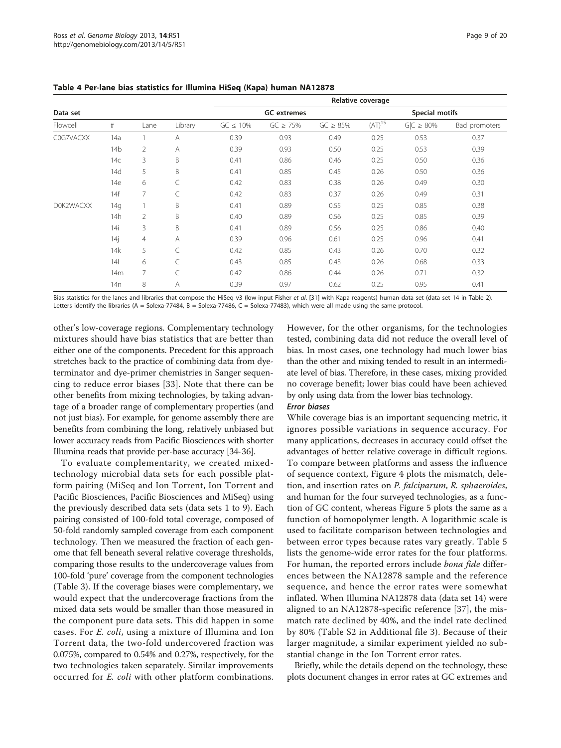**Table 4 Per-lane bias statistics for Illumina HiSeq (Kapa) human NA12878**

| Data set | | | | Relative coverage | | | | | |
|---|---|---|---|---|---|---|---|---|---|
| | | | | GC extremes | | | Special motifs | | |
| Flowcell | # | Lane | Library | GC ≤ 10% | GC ≥ 75% | GC ≥ 85% | $(AT)^{15}$ | G\|C ≥ 80% | Bad promoters |
| C0G7VACXX | 14a | 1 | A | 0.39 | 0.93 | 0.49 | 0.25 | 0.53 | 0.37 |
| | 14b | 2 | A | 0.39 | 0.93 | 0.50 | 0.25 | 0.53 | 0.39 |
| | 14c | 3 | B | 0.41 | 0.86 | 0.46 | 0.25 | 0.50 | 0.36 |
| | 14d | 5 | B | 0.41 | 0.85 | 0.45 | 0.26 | 0.50 | 0.36 |
| | 14e | 6 | C | 0.42 | 0.83 | 0.38 | 0.26 | 0.49 | 0.30 |
| | 14f | 7 | C | 0.42 | 0.83 | 0.37 | 0.26 | 0.49 | 0.31 |
| D0K2WACXX | 14g | 1 | B | 0.41 | 0.89 | 0.55 | 0.25 | 0.85 | 0.38 |
| | 14h | 2 | B | 0.40 | 0.89 | 0.56 | 0.25 | 0.85 | 0.39 |
| | 14i | 3 | B | 0.41 | 0.89 | 0.56 | 0.25 | 0.86 | 0.40 |
| | 14j | 4 | A | 0.39 | 0.96 | 0.61 | 0.25 | 0.96 | 0.41 |
| | 14k | 5 | C | 0.42 | 0.85 | 0.43 | 0.26 | 0.70 | 0.32 |
| | 14l | 6 | C | 0.43 | 0.85 | 0.43 | 0.26 | 0.68 | 0.33 |
| | 14m | 7 | C | 0.42 | 0.86 | 0.44 | 0.26 | 0.71 | 0.32 |
| | 14n | 8 | A | 0.39 | 0.97 | 0.62 | 0.25 | 0.95 | 0.41 |

Bias statistics for the lanes and libraries that compose the HiSeq v3 (low-input Fisher *et al.* [31] with Kapa reagents) human data set (data set 14 in Table 2). Letters identify the libraries (A = Solexa-77484, B = Solexa-77486, C = Solexa-77483), which were all made using the same protocol.

other's low-coverage regions. Complementary technology mixtures should have bias statistics that are better than either one of the components. Precedent for this approach stretches back to the practice of combining data from dye-terminator and dye-primer chemistries in Sanger sequencing to reduce error biases [33]. Note that there can be other benefits from mixing technologies, by taking advantage of a broader range of complementary properties (and not just bias). For example, for genome assembly there are benefits from combining the long, relatively unbiased but lower accuracy reads from Pacific Biosciences with shorter Illumina reads that provide per-base accuracy [34-36].

To evaluate complementarity, we created mixed-technology microbial data sets for each possible platform pairing (MiSeq and Ion Torrent, Ion Torrent and Pacific Biosciences, Pacific Biosciences and MiSeq) using the previously described data sets (data sets 1 to 9). Each pairing consisted of 100-fold total coverage, composed of 50-fold randomly sampled coverage from each component technology. Then we measured the fraction of each genome that fell beneath several relative coverage thresholds, comparing those results to the undercoverage values from 100-fold 'pure' coverage from the component technologies (Table 3). If the coverage biases were complementary, we would expect that the undercoverage fractions from the mixed data sets would be smaller than those measured in the component pure data sets. This did happen in some cases. For *E. coli*, using a mixture of Illumina and Ion Torrent data, the two-fold undercovered fraction was 0.075%, compared to 0.54% and 0.27%, respectively, for the two technologies taken separately. Similar improvements occurred for *E. coli* with other platform combinations. However, for the other organisms, for the technologies tested, combining data did not reduce the overall level of bias. In most cases, one technology had much lower bias than the other and mixing tended to result in an intermediate level of bias. Therefore, in these cases, mixing provided no coverage benefit; lower bias could have been achieved by only using data from the lower bias technology.

#### Error biases

While coverage bias is an important sequencing metric, it ignores possible variations in sequence accuracy. For many applications, decreases in accuracy could offset the advantages of better relative coverage in difficult regions. To compare between platforms and assess the influence of sequence context, Figure 4 plots the mismatch, deletion, and insertion rates on *P. falciparum*, *R. sphaeroides*, and human for the four surveyed technologies, as a function of GC content, whereas Figure 5 plots the same as a function of homopolymer length. A logarithmic scale is used to facilitate comparison between technologies and between error types because rates vary greatly. Table 5 lists the genome-wide error rates for the four platforms. For human, the reported errors include *bona fide* differences between the NA12878 sample and the reference sequence, and hence the error rates were somewhat inflated. When Illumina NA12878 data (data set 14) were aligned to an NA12878-specific reference [37], the mismatch rate declined by 40%, and the indel rate declined by 80% (Table S2 in Additional file 3). Because of their larger magnitude, a similar experiment yielded no substantial change in the Ion Torrent error rates.

Briefly, while the details depend on the technology, these plots document changes in error rates at GC extremes and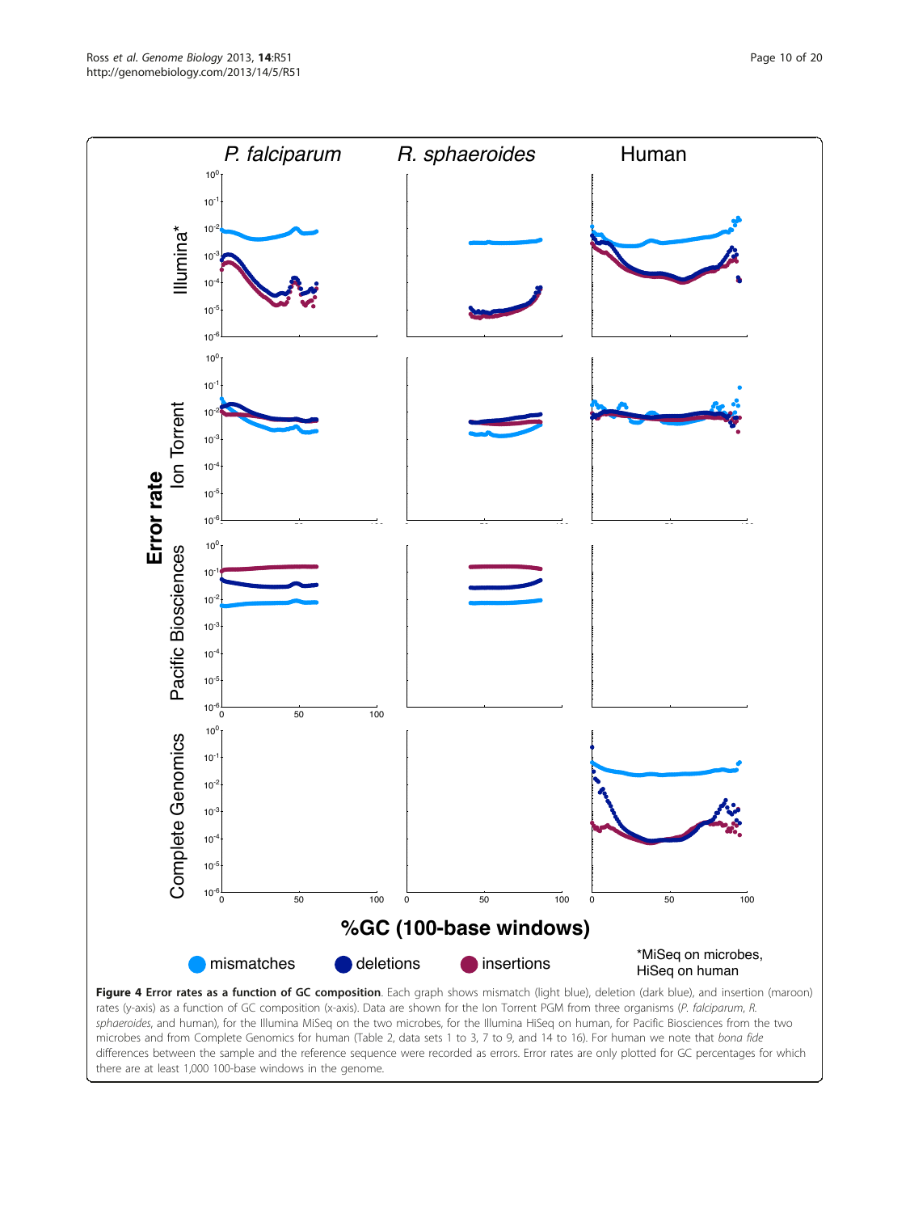**Figure 4 Error rates as a function of GC composition**. Each graph shows mismatch (light blue), deletion (dark blue), and insertion (maroon) rates (y-axis) as a function of GC composition (x-axis). Data are shown for the Ion Torrent PGM from three organisms (*P. falciparum*, *R. sphaeroides*, and human), for the Illumina MiSeq on the two microbes, for the Illumina HiSeq on human, for Pacific Biosciences from the two microbes and from Complete Genomics for human (Table 2, data sets 1 to 3, 7 to 9, and 14 to 16). For human we note that *bona fide* differences between the sample and the reference sequence were recorded as errors. Error rates are only plotted for GC percentages for which there are at least 1,000 100-base windows in the genome.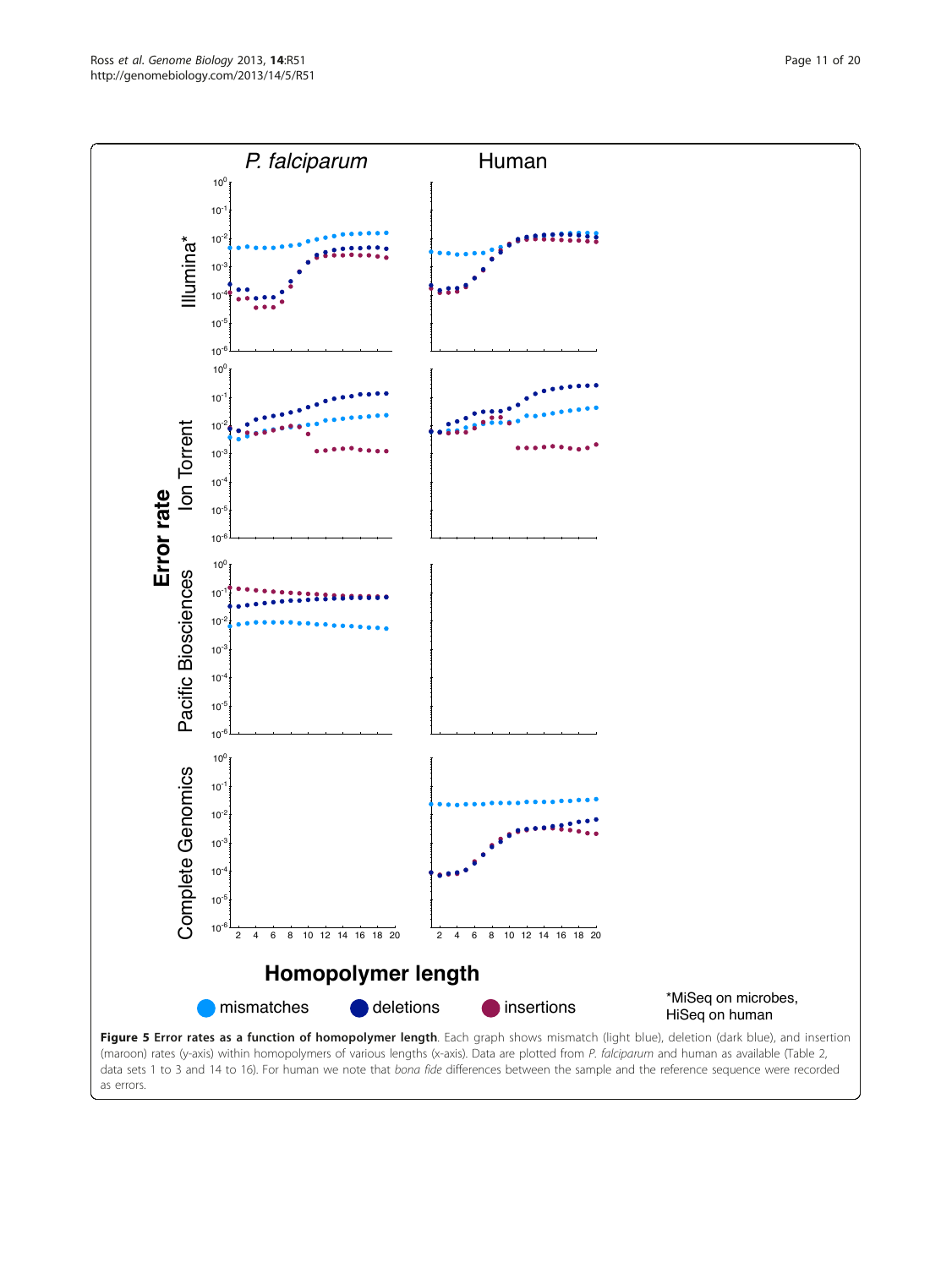**Figure 5 Error rates as a function of homopolymer length**. Each graph shows mismatch (light blue), deletion (dark blue), and insertion (maroon) rates (y-axis) within homopolymers of various lengths (x-axis). Data are plotted from *P. falciparum* and human as available (Table 2, data sets 1 to 3 and 14 to 16). For human we note that *bona fide* differences between the sample and the reference sequence were recorded as errors.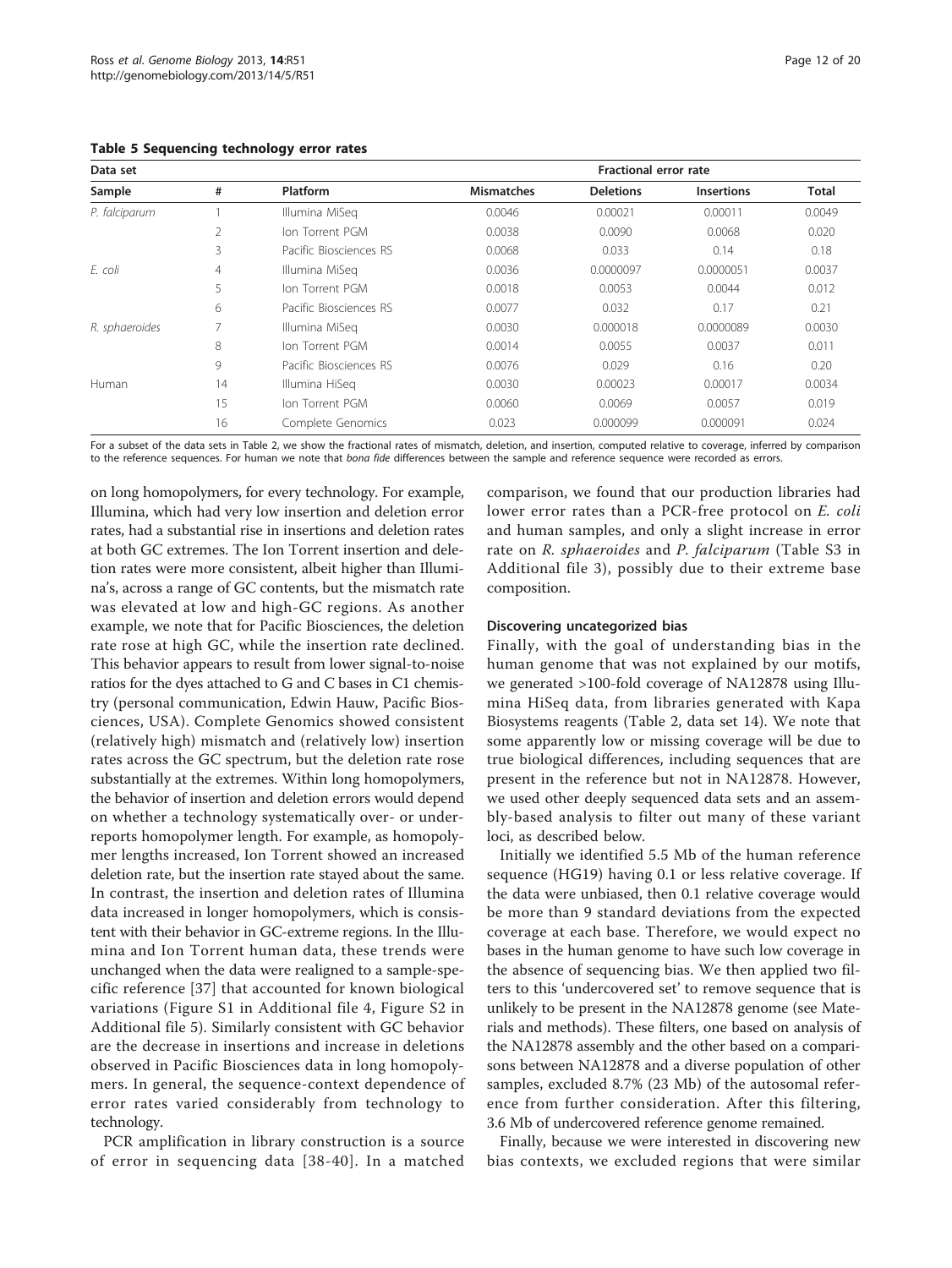**Table 5 Sequencing technology error rates**

| Data set | | | Fractional error rate | | | |
|---|---|---|---|---|---|---|
| Sample | # | Platform | Mismatches | Deletions | Insertions | Total |
| *P. falciparum* | 1 | Illumina MiSeq | 0.0046 | 0.00021 | 0.00011 | 0.0049 |
| | 2 | Ion Torrent PGM | 0.0038 | 0.0090 | 0.0068 | 0.020 |
| | 3 | Pacific Biosciences RS | 0.0068 | 0.033 | 0.14 | 0.18 |
| *E. coli* | 4 | Illumina MiSeq | 0.0036 | 0.0000097 | 0.0000051 | 0.0037 |
| | 5 | Ion Torrent PGM | 0.0018 | 0.0053 | 0.0044 | 0.012 |
| | 6 | Pacific Biosciences RS | 0.0077 | 0.032 | 0.17 | 0.21 |
| *R. sphaeroides* | 7 | Illumina MiSeq | 0.0030 | 0.000018 | 0.0000089 | 0.0030 |
| | 8 | Ion Torrent PGM | 0.0014 | 0.0055 | 0.0037 | 0.011 |
| | 9 | Pacific Biosciences RS | 0.0076 | 0.029 | 0.16 | 0.20 |
| Human | 14 | Illumina HiSeq | 0.0030 | 0.00023 | 0.00017 | 0.0034 |
| | 15 | Ion Torrent PGM | 0.0060 | 0.0069 | 0.0057 | 0.019 |
| | 16 | Complete Genomics | 0.023 | 0.000099 | 0.000091 | 0.024 |

For a subset of the data sets in Table 2, we show the fractional rates of mismatch, deletion, and insertion, computed relative to coverage, inferred by comparison to the reference sequences. For human we note that *bona fide* differences between the sample and reference sequence were recorded as errors.

on long homopolymers, for every technology. For example, Illumina, which had very low insertion and deletion error rates, had a substantial rise in insertions and deletion rates at both GC extremes. The Ion Torrent insertion and deletion rates were more consistent, albeit higher than Illumina's, across a range of GC contents, but the mismatch rate was elevated at low and high-GC regions. As another example, we note that for Pacific Biosciences, the deletion rate rose at high GC, while the insertion rate declined. This behavior appears to result from lower signal-to-noise ratios for the dyes attached to G and C bases in C1 chemistry (personal communication, Edwin Hauw, Pacific Biosciences, USA). Complete Genomics showed consistent (relatively high) mismatch and (relatively low) insertion rates across the GC spectrum, but the deletion rate rose substantially at the extremes. Within long homopolymers, the behavior of insertion and deletion errors would depend on whether a technology systematically over- or under-reports homopolymer length. For example, as homopolymer lengths increased, Ion Torrent showed an increased deletion rate, but the insertion rate stayed about the same. In contrast, the insertion and deletion rates of Illumina data increased in longer homopolymers, which is consistent with their behavior in GC-extreme regions. In the Illumina and Ion Torrent human data, these trends were unchanged when the data were realigned to a sample-specific reference [37] that accounted for known biological variations (Figure S1 in Additional file 4, Figure S2 in Additional file 5). Similarly consistent with GC behavior are the decrease in insertions and increase in deletions observed in Pacific Biosciences data in long homopolymers. In general, the sequence-context dependence of error rates varied considerably from technology to technology.

PCR amplification in library construction is a source of error in sequencing data [38-40]. In a matched comparison, we found that our production libraries had lower error rates than a PCR-free protocol on *E. coli* and human samples, and only a slight increase in error rate on *R. sphaeroides* and *P. falciparum* (Table S3 in Additional file 3), possibly due to their extreme base composition.

#### Discovering uncategorized bias

Finally, with the goal of understanding bias in the human genome that was not explained by our motifs, we generated >100-fold coverage of NA12878 using Illumina HiSeq data, from libraries generated with Kapa Biosystems reagents (Table 2, data set 14). We note that some apparently low or missing coverage will be due to true biological differences, including sequences that are present in the reference but not in NA12878. However, we used other deeply sequenced data sets and an assembly-based analysis to filter out many of these variant loci, as described below.

Initially we identified 5.5 Mb of the human reference sequence (HG19) having 0.1 or less relative coverage. If the data were unbiased, then 0.1 relative coverage would be more than 9 standard deviations from the expected coverage at each base. Therefore, we would expect no bases in the human genome to have such low coverage in the absence of sequencing bias. We then applied two filters to this 'undercovered set' to remove sequence that is unlikely to be present in the NA12878 genome (see Materials and methods). These filters, one based on analysis of the NA12878 assembly and the other based on a comparisons between NA12878 and a diverse population of other samples, excluded 8.7% (23 Mb) of the autosomal reference from further consideration. After this filtering, 3.6 Mb of undercovered reference genome remained.

Finally, because we were interested in discovering new bias contexts, we excluded regions that were similar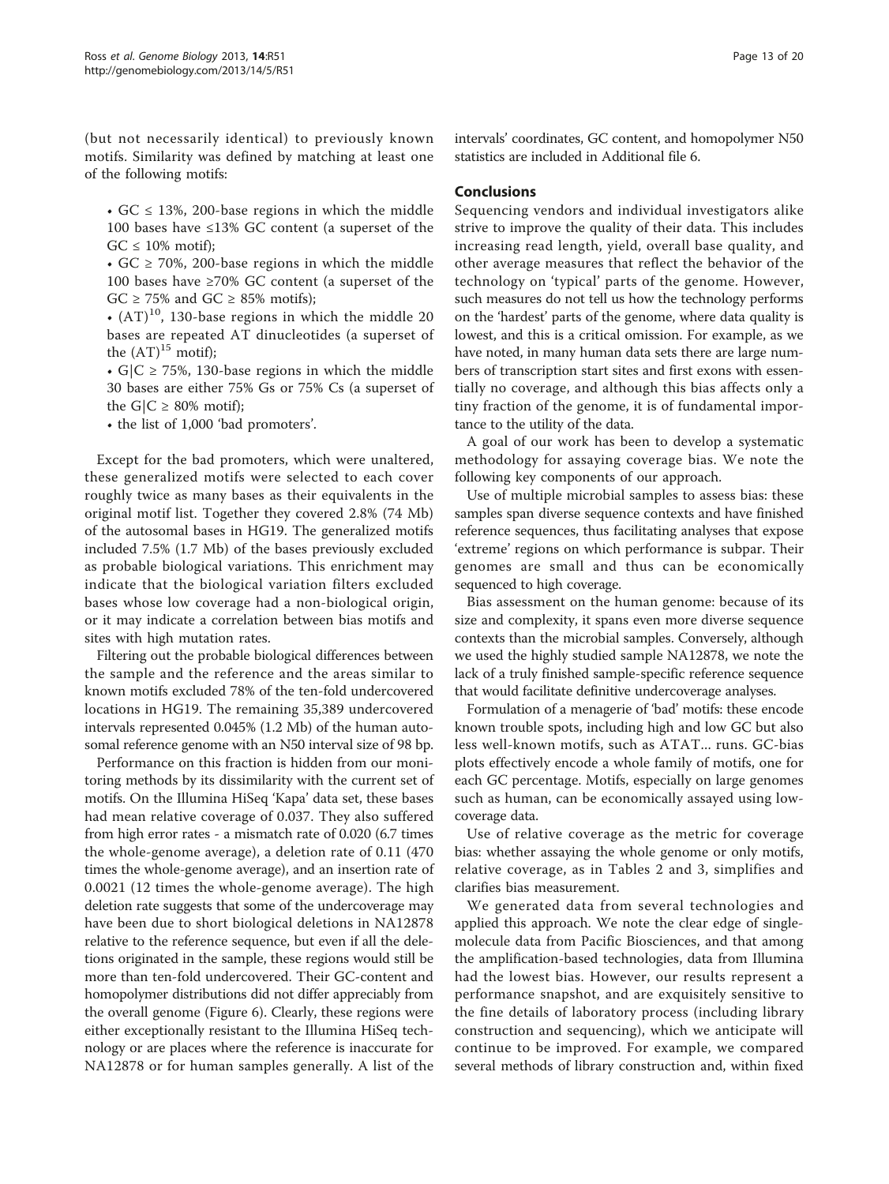(but not necessarily identical) to previously known motifs. Similarity was defined by matching at least one of the following motifs:

- GC ≤ 13%, 200-base regions in which the middle 100 bases have ≤13% GC content (a superset of the GC ≤ 10% motif);
- GC ≥ 70%, 200-base regions in which the middle 100 bases have ≥70% GC content (a superset of the GC ≥ 75% and GC ≥ 85% motifs);
- $(AT)^{10}$, 130-base regions in which the middle 20 bases are repeated AT dinucleotides (a superset of the $(AT)^{15}$ motif);
- G|C ≥ 75%, 130-base regions in which the middle 30 bases are either 75% Gs or 75% Cs (a superset of the G|C ≥ 80% motif);
- the list of 1,000 'bad promoters'.

Except for the bad promoters, which were unaltered, these generalized motifs were selected to each cover roughly twice as many bases as their equivalents in the original motif list. Together they covered 2.8% (74 Mb) of the autosomal bases in HG19. The generalized motifs included 7.5% (1.7 Mb) of the bases previously excluded as probable biological variations. This enrichment may indicate that the biological variation filters excluded bases whose low coverage had a non-biological origin, or it may indicate a correlation between bias motifs and sites with high mutation rates.

Filtering out the probable biological differences between the sample and the reference and the areas similar to known motifs excluded 78% of the ten-fold undercovered locations in HG19. The remaining 35,389 undercovered intervals represented 0.045% (1.2 Mb) of the human autosomal reference genome with an N50 interval size of 98 bp.

Performance on this fraction is hidden from our monitoring methods by its dissimilarity with the current set of motifs. On the Illumina HiSeq 'Kapa' data set, these bases had mean relative coverage of 0.037. They also suffered from high error rates - a mismatch rate of 0.020 (6.7 times the whole-genome average), a deletion rate of 0.11 (470 times the whole-genome average), and an insertion rate of 0.0021 (12 times the whole-genome average). The high deletion rate suggests that some of the undercoverage may have been due to short biological deletions in NA12878 relative to the reference sequence, but even if all the deletions originated in the sample, these regions would still be more than ten-fold undercovered. Their GC-content and homopolymer distributions did not differ appreciably from the overall genome (Figure 6). Clearly, these regions were either exceptionally resistant to the Illumina HiSeq technology or are places where the reference is inaccurate for NA12878 or for human samples generally. A list of the intervals' coordinates, GC content, and homopolymer N50 statistics are included in Additional file 6.

## Conclusions

Sequencing vendors and individual investigators alike strive to improve the quality of their data. This includes increasing read length, yield, overall base quality, and other average measures that reflect the behavior of the technology on 'typical' parts of the genome. However, such measures do not tell us how the technology performs on the 'hardest' parts of the genome, where data quality is lowest, and this is a critical omission. For example, as we have noted, in many human data sets there are large numbers of transcription start sites and first exons with essentially no coverage, and although this bias affects only a tiny fraction of the genome, it is of fundamental importance to the utility of the data.

A goal of our work has been to develop a systematic methodology for assaying coverage bias. We note the following key components of our approach.

Use of multiple microbial samples to assess bias: these samples span diverse sequence contexts and have finished reference sequences, thus facilitating analyses that expose 'extreme' regions on which performance is subpar. Their genomes are small and thus can be economically sequenced to high coverage.

Bias assessment on the human genome: because of its size and complexity, it spans even more diverse sequence contexts than the microbial samples. Conversely, although we used the highly studied sample NA12878, we note the lack of a truly finished sample-specific reference sequence that would facilitate definitive undercoverage analyses.

Formulation of a menagerie of 'bad' motifs: these encode known trouble spots, including high and low GC but also less well-known motifs, such as ATAT... runs. GC-bias plots effectively encode a whole family of motifs, one for each GC percentage. Motifs, especially on large genomes such as human, can be economically assayed using low-coverage data.

Use of relative coverage as the metric for coverage bias: whether assaying the whole genome or only motifs, relative coverage, as in Tables 2 and 3, simplifies and clarifies bias measurement.

We generated data from several technologies and applied this approach. We note the clear edge of single-molecule data from Pacific Biosciences, and that among the amplification-based technologies, data from Illumina had the lowest bias. However, our results represent a performance snapshot, and are exquisitely sensitive to the fine details of laboratory process (including library construction and sequencing), which we anticipate will continue to be improved. For example, we compared several methods of library construction and, within fixed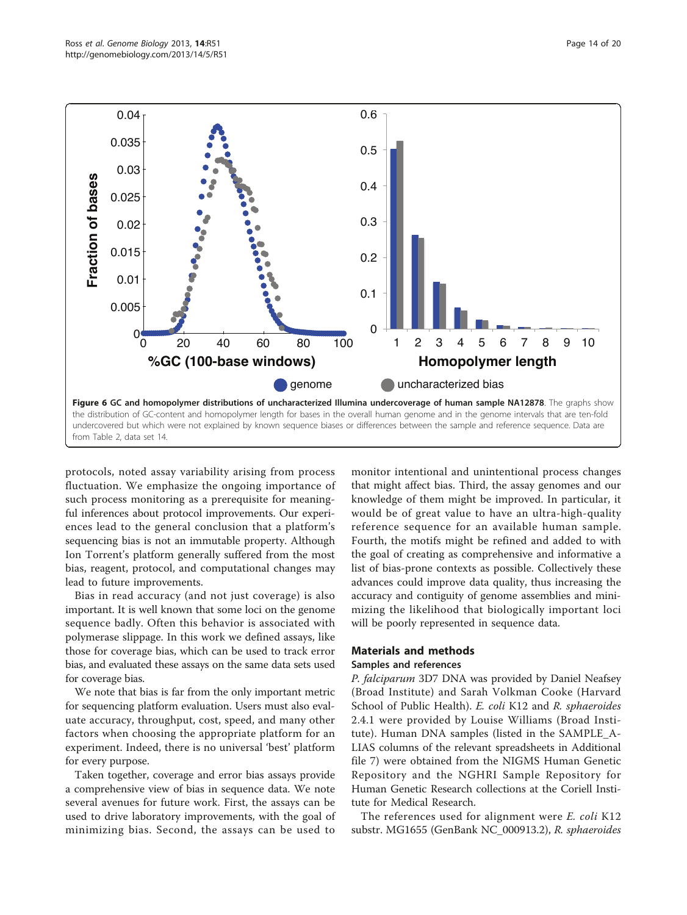0.04
0.035
0.03
0.025
0.02
0.015
0.01
0.005
0
Fraction of bases
0 20 40 60 80 100
%GC (100-base windows)

0.6
0.5
0.4
0.3
0.2
0.1
0
1 2 3 4 5 6 7 8 9 10
Homopolymer length

genome
uncharacterized bias

**Figure 6 GC and homopolymer distributions of uncharacterized Illumina undercoverage of human sample NA12878.** The graphs show the distribution of GC-content and homopolymer length for bases in the overall human genome and in the genome intervals that are ten-fold undercovered but which were not explained by known sequence biases or differences between the sample and reference sequence. Data are from Table 2, data set 14.

protocols, noted assay variability arising from process fluctuation. We emphasize the ongoing importance of such process monitoring as a prerequisite for meaningful inferences about protocol improvements. Our experiences lead to the general conclusion that a platform's sequencing bias is not an immutable property. Although Ion Torrent's platform generally suffered from the most bias, reagent, protocol, and computational changes may lead to future improvements.

Bias in read accuracy (and not just coverage) is also important. It is well known that some loci on the genome sequence badly. Often this behavior is associated with polymerase slippage. In this work we defined assays, like those for coverage bias, which can be used to track error bias, and evaluated these assays on the same data sets used for coverage bias.

We note that bias is far from the only important metric for sequencing platform evaluation. Users must also evaluate accuracy, throughput, cost, speed, and many other factors when choosing the appropriate platform for an experiment. Indeed, there is no universal 'best' platform for every purpose.

Taken together, coverage and error bias assays provide a comprehensive view of bias in sequence data. We note several avenues for future work. First, the assays can be used to drive laboratory improvements, with the goal of minimizing bias. Second, the assays can be used to monitor intentional and unintentional process changes that might affect bias. Third, the assay genomes and our knowledge of them might be improved. In particular, it would be of great value to have an ultra-high-quality reference sequence for an available human sample. Fourth, the motifs might be refined and added to with the goal of creating as comprehensive and informative a list of bias-prone contexts as possible. Collectively these advances could improve data quality, thus increasing the accuracy and contiguity of genome assemblies and minimizing the likelihood that biologically important loci will be poorly represented in sequence data.

## Materials and methods

### Samples and references

*P. falciparum* 3D7 DNA was provided by Daniel Neafsey (Broad Institute) and Sarah Volkman Cooke (Harvard School of Public Health). *E. coli* K12 and *R. sphaeroides* 2.4.1 were provided by Louise Williams (Broad Institute). Human DNA samples (listed in the SAMPLE_ALIAS columns of the relevant spreadsheets in Additional file 7) were obtained from the NIGMS Human Genetic Repository and the NGHRI Sample Repository for Human Genetic Research collections at the Coriell Institute for Medical Research.

The references used for alignment were *E. coli* K12 substr. MG1655 (GenBank NC_000913.2), *R. sphaeroides*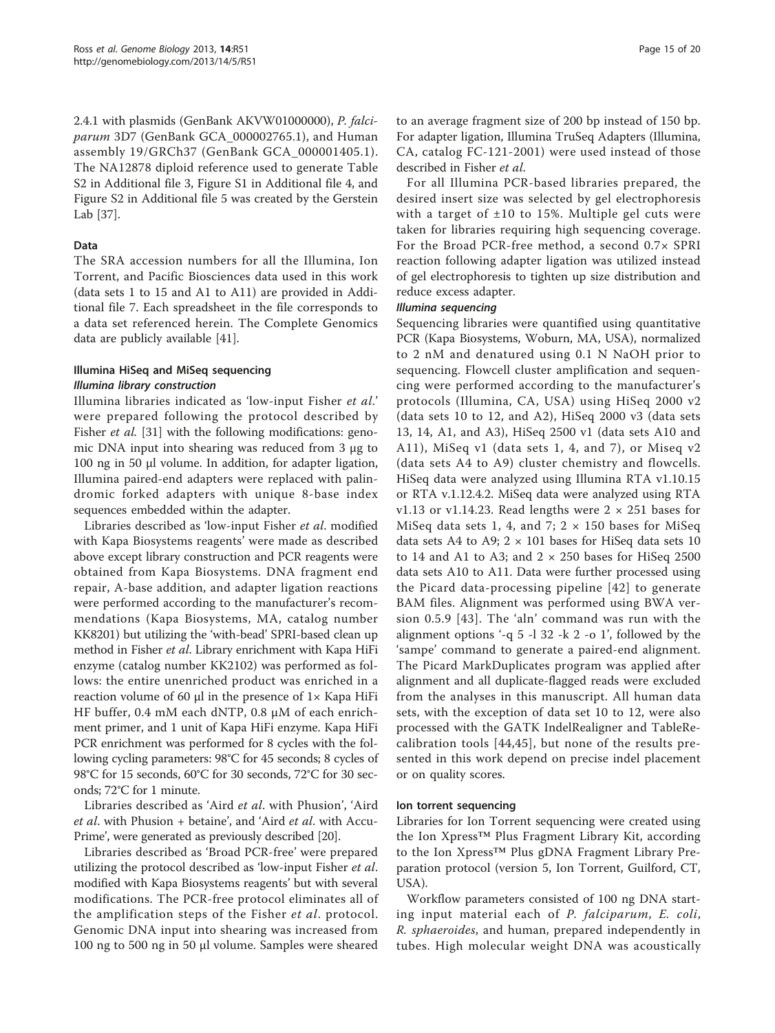2.4.1 with plasmids (GenBank AKVW01000000), *P. falciparum* 3D7 (GenBank GCA_000002765.1), and Human assembly 19/GRCh37 (GenBank GCA_000001405.1). The NA12878 diploid reference used to generate Table S2 in Additional file 3, Figure S1 in Additional file 4, and Figure S2 in Additional file 5 was created by the Gerstein Lab [37].

### Data

The SRA accession numbers for all the Illumina, Ion Torrent, and Pacific Biosciences data used in this work (data sets 1 to 15 and A1 to A11) are provided in Additional file 7. Each spreadsheet in the file corresponds to a data set referenced herein. The Complete Genomics data are publicly available [41].

### Illumina HiSeq and MiSeq sequencing

#### *Illumina library construction*

Illumina libraries indicated as 'low-input Fisher *et al.*' were prepared following the protocol described by Fisher *et al.* [31] with the following modifications: genomic DNA input into shearing was reduced from 3 μg to 100 ng in 50 μl volume. In addition, for adapter ligation, Illumina paired-end adapters were replaced with palindromic forked adapters with unique 8-base index sequences embedded within the adapter.

Libraries described as 'low-input Fisher *et al.* modified with Kapa Biosystems reagents' were made as described above except library construction and PCR reagents were obtained from Kapa Biosystems. DNA fragment end repair, A-base addition, and adapter ligation reactions were performed according to the manufacturer's recommendations (Kapa Biosystems, MA, catalog number KK8201) but utilizing the 'with-bead' SPRI-based clean up method in Fisher *et al.* Library enrichment with Kapa HiFi enzyme (catalog number KK2102) was performed as follows: the entire unenriched product was enriched in a reaction volume of 60 μl in the presence of 1× Kapa HiFi HF buffer, 0.4 mM each dNTP, 0.8 μM of each enrichment primer, and 1 unit of Kapa HiFi enzyme. Kapa HiFi PCR enrichment was performed for 8 cycles with the following cycling parameters: 98°C for 45 seconds; 8 cycles of 98°C for 15 seconds, 60°C for 30 seconds, 72°C for 30 seconds; 72°C for 1 minute.

Libraries described as 'Aird *et al.* with Phusion', 'Aird *et al.* with Phusion + betaine', and 'Aird *et al.* with AccuPrime', were generated as previously described [20].

Libraries described as 'Broad PCR-free' were prepared utilizing the protocol described as 'low-input Fisher *et al.* modified with Kapa Biosystems reagents' but with several modifications. The PCR-free protocol eliminates all of the amplification steps of the Fisher *et al.* protocol. Genomic DNA input into shearing was increased from 100 ng to 500 ng in 50 μl volume. Samples were sheared to an average fragment size of 200 bp instead of 150 bp. For adapter ligation, Illumina TruSeq Adapters (Illumina, CA, catalog FC-121-2001) were used instead of those described in Fisher *et al.*

For all Illumina PCR-based libraries prepared, the desired insert size was selected by gel electrophoresis with a target of ±10 to 15%. Multiple gel cuts were taken for libraries requiring high sequencing coverage. For the Broad PCR-free method, a second 0.7× SPRI reaction following adapter ligation was utilized instead of gel electrophoresis to tighten up size distribution and reduce excess adapter.

#### *Illumina sequencing*

Sequencing libraries were quantified using quantitative PCR (Kapa Biosystems, Woburn, MA, USA), normalized to 2 nM and denatured using 0.1 N NaOH prior to sequencing. Flowcell cluster amplification and sequencing were performed according to the manufacturer's protocols (Illumina, CA, USA) using HiSeq 2000 v2 (data sets 10 to 12, and A2), HiSeq 2000 v3 (data sets 13, 14, A1, and A3), HiSeq 2500 v1 (data sets A10 and A11), MiSeq v1 (data sets 1, 4, and 7), or Miseq v2 (data sets A4 to A9) cluster chemistry and flowcells. HiSeq data were analyzed using Illumina RTA v1.10.15 or RTA v.1.12.4.2. MiSeq data were analyzed using RTA v1.13 or v1.14.23. Read lengths were 2 × 251 bases for MiSeq data sets 1, 4, and 7; 2 × 150 bases for MiSeq data sets A4 to A9; 2 × 101 bases for HiSeq data sets 10 to 14 and A1 to A3; and 2 × 250 bases for HiSeq 2500 data sets A10 to A11. Data were further processed using the Picard data-processing pipeline [42] to generate BAM files. Alignment was performed using BWA version 0.5.9 [43]. The 'aln' command was run with the alignment options '-q 5 -l 32 -k 2 -o 1', followed by the 'sampe' command to generate a paired-end alignment. The Picard MarkDuplicates program was applied after alignment and all duplicate-flagged reads were excluded from the analyses in this manuscript. All human data sets, with the exception of data set 10 to 12, were also processed with the GATK IndelRealigner and TableRecalibration tools [44,45], but none of the results presented in this work depend on precise indel placement or on quality scores.

### Ion torrent sequencing

Libraries for Ion Torrent sequencing were created using the Ion Xpress™ Plus Fragment Library Kit, according to the Ion Xpress™ Plus gDNA Fragment Library Preparation protocol (version 5, Ion Torrent, Guilford, CT, USA).

Workflow parameters consisted of 100 ng DNA starting input material each of *P. falciparum*, *E. coli*, *R. sphaeroides*, and human, prepared independently in tubes. High molecular weight DNA was acoustically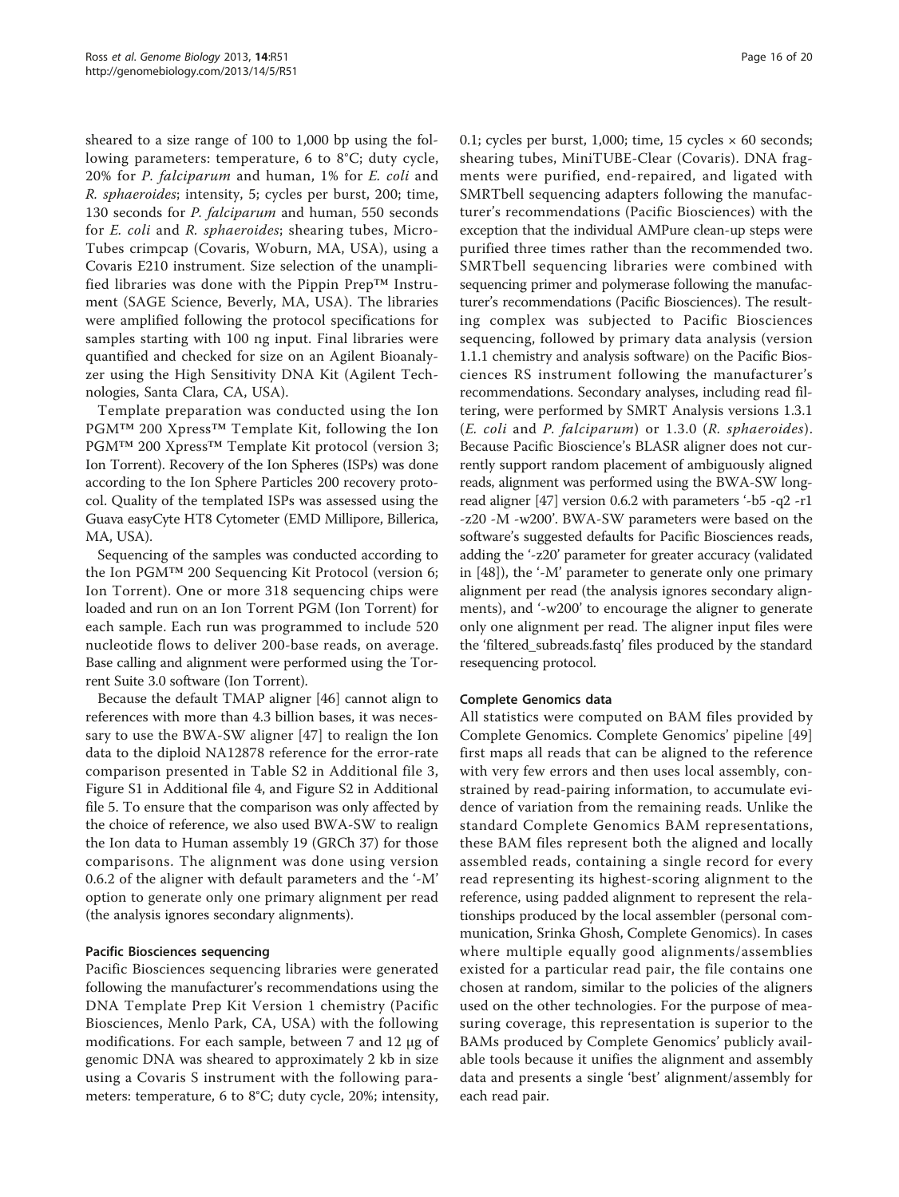sheared to a size range of 100 to 1,000 bp using the following parameters: temperature, 6 to 8°C; duty cycle, 20% for *P. falciparum* and human, 1% for *E. coli* and *R. sphaeroides*; intensity, 5; cycles per burst, 200; time, 130 seconds for *P. falciparum* and human, 550 seconds for *E. coli* and *R. sphaeroides*; shearing tubes, MicroTubes crimpcap (Covaris, Woburn, MA, USA), using a Covaris E210 instrument. Size selection of the unamplified libraries was done with the Pippin Prep™ Instrument (SAGE Science, Beverly, MA, USA). The libraries were amplified following the protocol specifications for samples starting with 100 ng input. Final libraries were quantified and checked for size on an Agilent Bioanalyzer using the High Sensitivity DNA Kit (Agilent Technologies, Santa Clara, CA, USA).

Template preparation was conducted using the Ion PGM™ 200 Xpress™ Template Kit, following the Ion PGM™ 200 Xpress™ Template Kit protocol (version 3; Ion Torrent). Recovery of the Ion Spheres (ISPs) was done according to the Ion Sphere Particles 200 recovery protocol. Quality of the templated ISPs was assessed using the Guava easyCyte HT8 Cytometer (EMD Millipore, Billerica, MA, USA).

Sequencing of the samples was conducted according to the Ion PGM™ 200 Sequencing Kit Protocol (version 6; Ion Torrent). One or more 318 sequencing chips were loaded and run on an Ion Torrent PGM (Ion Torrent) for each sample. Each run was programmed to include 520 nucleotide flows to deliver 200-base reads, on average. Base calling and alignment were performed using the Torrent Suite 3.0 software (Ion Torrent).

Because the default TMAP aligner [46] cannot align to references with more than 4.3 billion bases, it was necessary to use the BWA-SW aligner [47] to realign the Ion data to the diploid NA12878 reference for the error-rate comparison presented in Table S2 in Additional file 3, Figure S1 in Additional file 4, and Figure S2 in Additional file 5. To ensure that the comparison was only affected by the choice of reference, we also used BWA-SW to realign the Ion data to Human assembly 19 (GRCh 37) for those comparisons. The alignment was done using version 0.6.2 of the aligner with default parameters and the '-M' option to generate only one primary alignment per read (the analysis ignores secondary alignments).

### Pacific Biosciences sequencing

Pacific Biosciences sequencing libraries were generated following the manufacturer's recommendations using the DNA Template Prep Kit Version 1 chemistry (Pacific Biosciences, Menlo Park, CA, USA) with the following modifications. For each sample, between 7 and 12 μg of genomic DNA was sheared to approximately 2 kb in size using a Covaris S instrument with the following parameters: temperature, 6 to 8°C; duty cycle, 20%; intensity, 0.1; cycles per burst, 1,000; time, 15 cycles × 60 seconds; shearing tubes, MiniTUBE-Clear (Covaris). DNA fragments were purified, end-repaired, and ligated with SMRTbell sequencing adapters following the manufacturer's recommendations (Pacific Biosciences) with the exception that the individual AMPure clean-up steps were purified three times rather than the recommended two. SMRTbell sequencing libraries were combined with sequencing primer and polymerase following the manufacturer's recommendations (Pacific Biosciences). The resulting complex was subjected to Pacific Biosciences sequencing, followed by primary data analysis (version 1.1.1 chemistry and analysis software) on the Pacific Biosciences RS instrument following the manufacturer's recommendations. Secondary analyses, including read filtering, were performed by SMRT Analysis versions 1.3.1 (*E. coli* and *P. falciparum*) or 1.3.0 (*R. sphaeroides*). Because Pacific Bioscience's BLASR aligner does not currently support random placement of ambiguously aligned reads, alignment was performed using the BWA-SW long-read aligner [47] version 0.6.2 with parameters '-b5 -q2 -r1 -z20 -M -w200'. BWA-SW parameters were based on the software's suggested defaults for Pacific Biosciences reads, adding the '-z20' parameter for greater accuracy (validated in [48]), the '-M' parameter to generate only one primary alignment per read (the analysis ignores secondary alignments), and '-w200' to encourage the aligner to generate only one alignment per read. The aligner input files were the 'filtered_subreads.fastq' files produced by the standard resequencing protocol.

### Complete Genomics data

All statistics were computed on BAM files provided by Complete Genomics. Complete Genomics' pipeline [49] first maps all reads that can be aligned to the reference with very few errors and then uses local assembly, constrained by read-pairing information, to accumulate evidence of variation from the remaining reads. Unlike the standard Complete Genomics BAM representations, these BAM files represent both the aligned and locally assembled reads, containing a single record for every read representing its highest-scoring alignment to the reference, using padded alignment to represent the relationships produced by the local assembler (personal communication, Srinka Ghosh, Complete Genomics). In cases where multiple equally good alignments/assemblies existed for a particular read pair, the file contains one chosen at random, similar to the policies of the aligners used on the other technologies. For the purpose of measuring coverage, this representation is superior to the BAMs produced by Complete Genomics' publicly available tools because it unifies the alignment and assembly data and presents a single 'best' alignment/assembly for each read pair.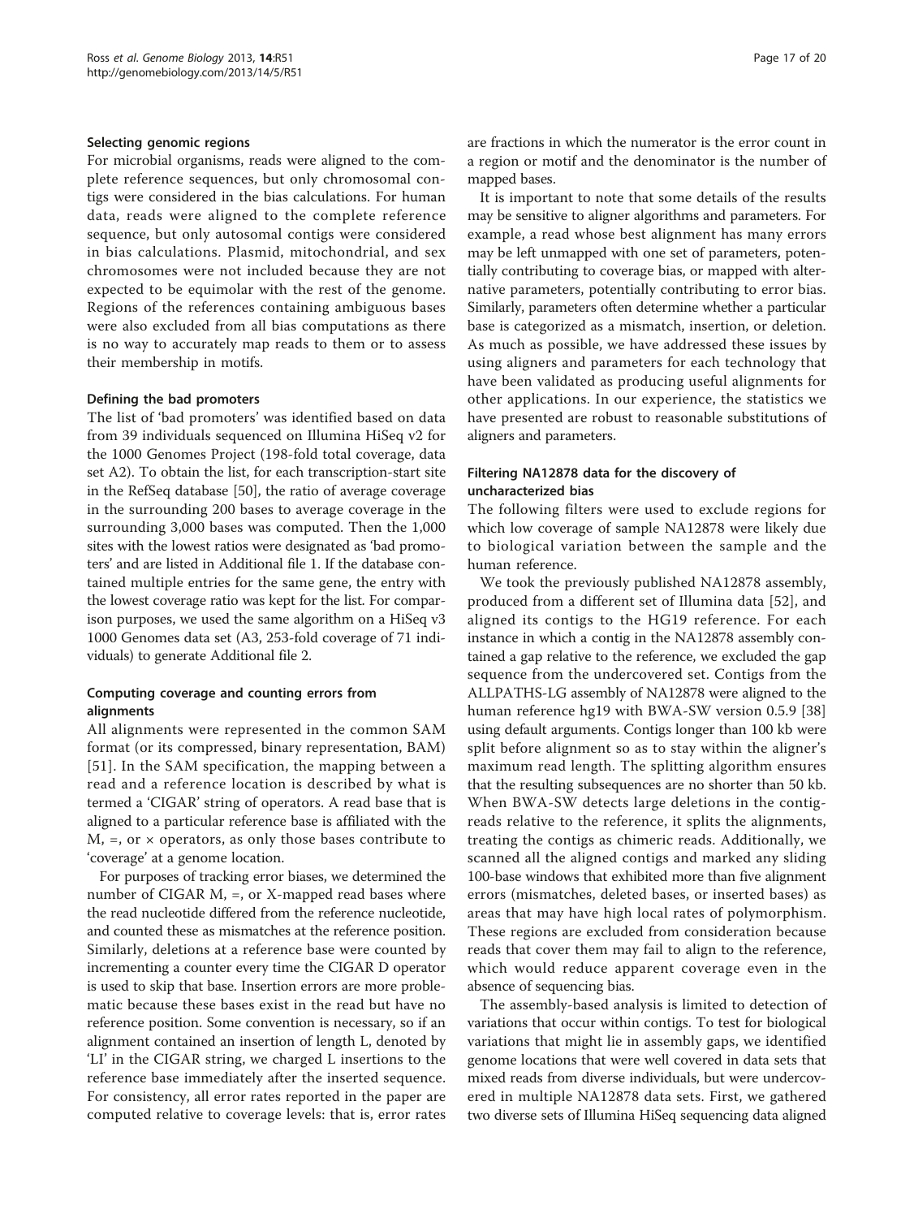### Selecting genomic regions

For microbial organisms, reads were aligned to the complete reference sequences, but only chromosomal contigs were considered in the bias calculations. For human data, reads were aligned to the complete reference sequence, but only autosomal contigs were considered in bias calculations. Plasmid, mitochondrial, and sex chromosomes were not included because they are not expected to be equimolar with the rest of the genome. Regions of the references containing ambiguous bases were also excluded from all bias computations as there is no way to accurately map reads to them or to assess their membership in motifs.

### Defining the bad promoters

The list of 'bad promoters' was identified based on data from 39 individuals sequenced on Illumina HiSeq v2 for the 1000 Genomes Project (198-fold total coverage, data set A2). To obtain the list, for each transcription-start site in the RefSeq database [50], the ratio of average coverage in the surrounding 200 bases to average coverage in the surrounding 3,000 bases was computed. Then the 1,000 sites with the lowest ratios were designated as 'bad promoters' and are listed in Additional file 1. If the database contained multiple entries for the same gene, the entry with the lowest coverage ratio was kept for the list. For comparison purposes, we used the same algorithm on a HiSeq v3 1000 Genomes data set (A3, 253-fold coverage of 71 individuals) to generate Additional file 2.

### Computing coverage and counting errors from alignments

All alignments were represented in the common SAM format (or its compressed, binary representation, BAM) [51]. In the SAM specification, the mapping between a read and a reference location is described by what is termed a 'CIGAR' string of operators. A read base that is aligned to a particular reference base is affiliated with the M, =, or × operators, as only those bases contribute to 'coverage' at a genome location.

For purposes of tracking error biases, we determined the number of CIGAR M, =, or X-mapped read bases where the read nucleotide differed from the reference nucleotide, and counted these as mismatches at the reference position. Similarly, deletions at a reference base were counted by incrementing a counter every time the CIGAR D operator is used to skip that base. Insertion errors are more problematic because these bases exist in the read but have no reference position. Some convention is necessary, so if an alignment contained an insertion of length L, denoted by 'LI' in the CIGAR string, we charged L insertions to the reference base immediately after the inserted sequence. For consistency, all error rates reported in the paper are computed relative to coverage levels: that is, error rates are fractions in which the numerator is the error count in a region or motif and the denominator is the number of mapped bases.

It is important to note that some details of the results may be sensitive to aligner algorithms and parameters. For example, a read whose best alignment has many errors may be left unmapped with one set of parameters, potentially contributing to coverage bias, or mapped with alternative parameters, potentially contributing to error bias. Similarly, parameters often determine whether a particular base is categorized as a mismatch, insertion, or deletion. As much as possible, we have addressed these issues by using aligners and parameters for each technology that have been validated as producing useful alignments for other applications. In our experience, the statistics we have presented are robust to reasonable substitutions of aligners and parameters.

### Filtering NA12878 data for the discovery of uncharacterized bias

The following filters were used to exclude regions for which low coverage of sample NA12878 were likely due to biological variation between the sample and the human reference.

We took the previously published NA12878 assembly, produced from a different set of Illumina data [52], and aligned its contigs to the HG19 reference. For each instance in which a contig in the NA12878 assembly contained a gap relative to the reference, we excluded the gap sequence from the undercovered set. Contigs from the ALLPATHS-LG assembly of NA12878 were aligned to the human reference hg19 with BWA-SW version 0.5.9 [38] using default arguments. Contigs longer than 100 kb were split before alignment so as to stay within the aligner's maximum read length. The splitting algorithm ensures that the resulting subsequences are no shorter than 50 kb. When BWA-SW detects large deletions in the contig-reads relative to the reference, it splits the alignments, treating the contigs as chimeric reads. Additionally, we scanned all the aligned contigs and marked any sliding 100-base windows that exhibited more than five alignment errors (mismatches, deleted bases, or inserted bases) as areas that may have high local rates of polymorphism. These regions are excluded from consideration because reads that cover them may fail to align to the reference, which would reduce apparent coverage even in the absence of sequencing bias.

The assembly-based analysis is limited to detection of variations that occur within contigs. To test for biological variations that might lie in assembly gaps, we identified genome locations that were well covered in data sets that mixed reads from diverse individuals, but were undercovered in multiple NA12878 data sets. First, we gathered two diverse sets of Illumina HiSeq sequencing data aligned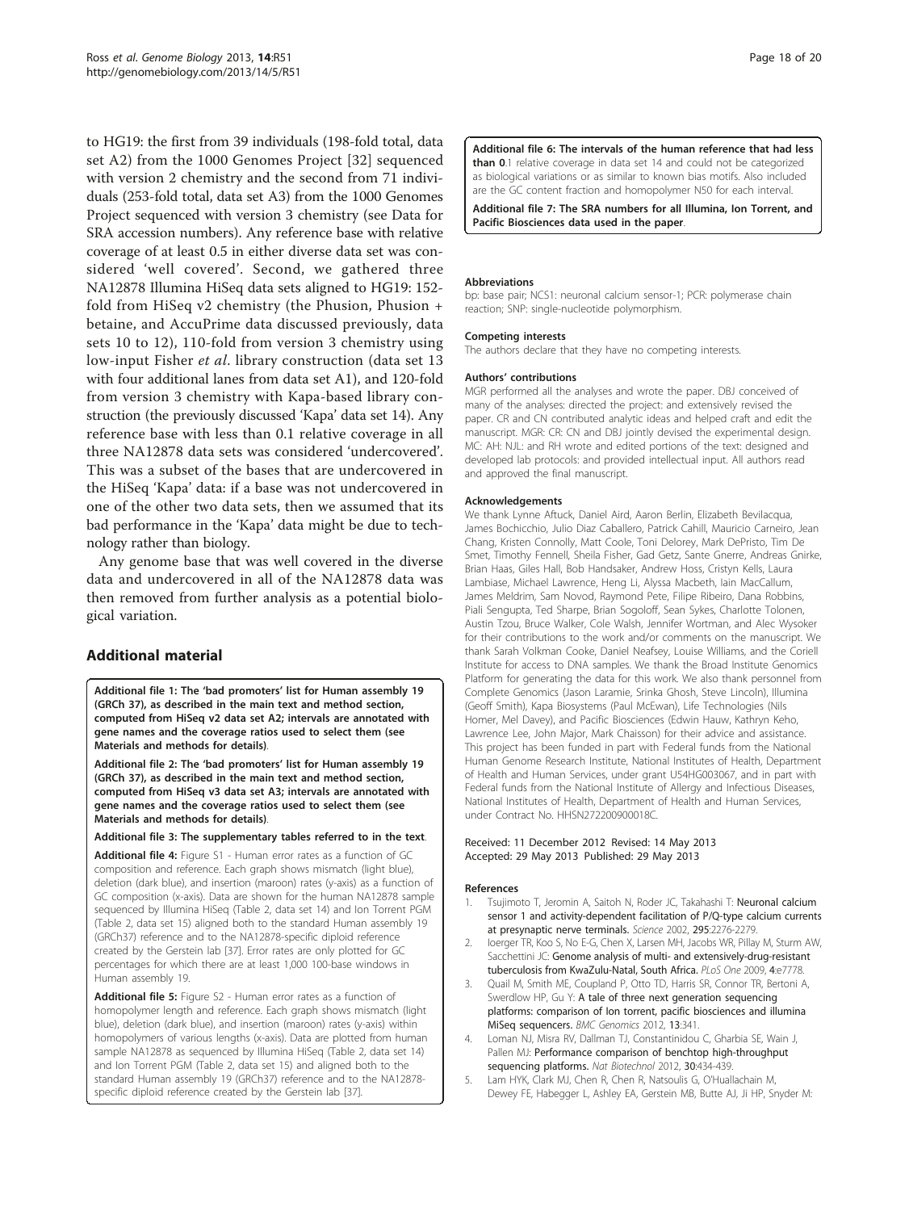to HG19: the first from 39 individuals (198-fold total, data set A2) from the 1000 Genomes Project [32] sequenced with version 2 chemistry and the second from 71 individuals (253-fold total, data set A3) from the 1000 Genomes Project sequenced with version 3 chemistry (see Data for SRA accession numbers). Any reference base with relative coverage of at least 0.5 in either diverse data set was considered 'well covered'. Second, we gathered three NA12878 Illumina HiSeq data sets aligned to HG19: 152-fold from HiSeq v2 chemistry (the Phusion, Phusion + betaine, and AccuPrime data discussed previously, data sets 10 to 12), 110-fold from version 3 chemistry using low-input Fisher *et al*. library construction (data set 13 with four additional lanes from data set A1), and 120-fold from version 3 chemistry with Kapa-based library construction (the previously discussed 'Kapa' data set 14). Any reference base with less than 0.1 relative coverage in all three NA12878 data sets was considered 'undercovered'. This was a subset of the bases that are undercovered in the HiSeq 'Kapa' data: if a base was not undercovered in one of the other two data sets, then we assumed that its bad performance in the 'Kapa' data might be due to technology rather than biology.

Any genome base that was well covered in the diverse data and undercovered in all of the NA12878 data was then removed from further analysis as a potential biological variation.

## Additional material

**Additional file 1: The 'bad promoters' list for Human assembly 19 (GRCh 37), as described in the main text and method section, computed from HiSeq v2 data set A2; intervals are annotated with gene names and the coverage ratios used to select them (see Materials and methods for details)**.

**Additional file 2: The 'bad promoters' list for Human assembly 19 (GRCh 37), as described in the main text and method section, computed from HiSeq v3 data set A3; intervals are annotated with gene names and the coverage ratios used to select them (see Materials and methods for details)**.

**Additional file 3: The supplementary tables referred to in the text**.

**Additional file 4:** Figure S1 - Human error rates as a function of GC composition and reference. Each graph shows mismatch (light blue), deletion (dark blue), and insertion (maroon) rates (y-axis) as a function of GC composition (x-axis). Data are shown for the human NA12878 sample sequenced by Illumina HiSeq (Table 2, data set 14) and Ion Torrent PGM (Table 2, data set 15) aligned both to the standard Human assembly 19 (GRCh37) reference and to the NA12878-specific diploid reference created by the Gerstein lab [37]. Error rates are only plotted for GC percentages for which there are at least 1,000 100-base windows in Human assembly 19.

**Additional file 5:** Figure S2 - Human error rates as a function of homopolymer length and reference. Each graph shows mismatch (light blue), deletion (dark blue), and insertion (maroon) rates (y-axis) within homopolymers of various lengths (x-axis). Data are plotted from human sample NA12878 as sequenced by Illumina HiSeq (Table 2, data set 14) and Ion Torrent PGM (Table 2, data set 15) and aligned both to the standard Human assembly 19 (GRCh37) reference and to the NA12878-specific diploid reference created by the Gerstein lab [37].

**Additional file 6: The intervals of the human reference that had less than 0**.1 relative coverage in data set 14 and could not be categorized as biological variations or as similar to known bias motifs. Also included are the GC content fraction and homopolymer N50 for each interval.

**Additional file 7: The SRA numbers for all Illumina, Ion Torrent, and Pacific Biosciences data used in the paper**.

#### Abbreviations

bp: base pair; NCS1: neuronal calcium sensor-1; PCR: polymerase chain reaction; SNP: single-nucleotide polymorphism.

#### Competing interests

The authors declare that they have no competing interests.

#### Authors' contributions

MGR performed all the analyses and wrote the paper. DBJ conceived of many of the analyses: directed the project: and extensively revised the paper. CR and CN contributed analytic ideas and helped craft and edit the manuscript. MGR: CR: CN and DBJ jointly devised the experimental design. MC: AH: NJL: and RH wrote and edited portions of the text: designed and developed lab protocols: and provided intellectual input. All authors read and approved the final manuscript.

#### Acknowledgements

We thank Lynne Aftuck, Daniel Aird, Aaron Berlin, Elizabeth Bevilacqua, James Bochicchio, Julio Diaz Caballero, Patrick Cahill, Mauricio Carneiro, Jean Chang, Kristen Connolly, Matt Coole, Toni Delorey, Mark DePristo, Tim De Smet, Timothy Fennell, Sheila Fisher, Gad Getz, Sante Gnerre, Andreas Gnirke, Brian Haas, Giles Hall, Bob Handsaker, Andrew Hoss, Cristyn Kells, Laura Lambiase, Michael Lawrence, Heng Li, Alyssa Macbeth, Iain MacCallum, James Meldrim, Sam Novod, Raymond Pete, Filipe Ribeiro, Dana Robbins, Piali Sengupta, Ted Sharpe, Brian Sogoloff, Sean Sykes, Charlotte Tolonen, Austin Tzou, Bruce Walker, Cole Walsh, Jennifer Wortman, and Alec Wysoker for their contributions to the work and/or comments on the manuscript. We thank Sarah Volkman Cooke, Daniel Neafsey, Louise Williams, and the Coriell Institute for access to DNA samples. We thank the Broad Institute Genomics Platform for generating the data for this work. We also thank personnel from Complete Genomics (Jason Laramie, Srinka Ghosh, Steve Lincoln), Illumina (Geoff Smith), Kapa Biosystems (Paul McEwan), Life Technologies (Nils Homer, Mel Davey), and Pacific Biosciences (Edwin Hauw, Kathryn Keho, Lawrence Lee, John Major, Mark Chaisson) for their advice and assistance. This project has been funded in part with Federal funds from the National Human Genome Research Institute, National Institutes of Health, Department of Health and Human Services, under grant U54HG003067, and in part with Federal funds from the National Institute of Allergy and Infectious Diseases, National Institutes of Health, Department of Health and Human Services, under Contract No. HHSN272200900018C.

Received: 11 December 2012 Revised: 14 May 2013
Accepted: 29 May 2013 Published: 29 May 2013

#### References

1. Tsujimoto T, Jeromin A, Saitoh N, Roder JC, Takahashi T: **Neuronal calcium sensor 1 and activity-dependent facilitation of P/Q-type calcium currents at presynaptic nerve terminals.** *Science* 2002, **295**:2276-2279.
2. Ioerger TR, Koo S, No E-G, Chen X, Larsen MH, Jacobs WR, Pillay M, Sturm AW, Sacchettini JC: **Genome analysis of multi- and extensively-drug-resistant tuberculosis from KwaZulu-Natal, South Africa.** *PLoS One* 2009, **4**:e7778.
3. Quail M, Smith ME, Coupland P, Otto TD, Harris SR, Connor TR, Bertoni A, Swerdlow HP, Gu Y: **A tale of three next generation sequencing platforms: comparison of Ion torrent, pacific biosciences and illumina MiSeq sequencers.** *BMC Genomics* 2012, **13**:341.
4. Loman NJ, Misra RV, Dallman TJ, Constantinidou C, Gharbia SE, Wain J, Pallen MJ: **Performance comparison of benchtop high-throughput sequencing platforms.** *Nat Biotechnol* 2012, **30**:434-439.
5. Lam HYK, Clark MJ, Chen R, Chen R, Natsoulis G, O'Huallachain M, Dewey FE, Habegger L, Ashley EA, Gerstein MB, Butte AJ, Ji HP, Snyder M: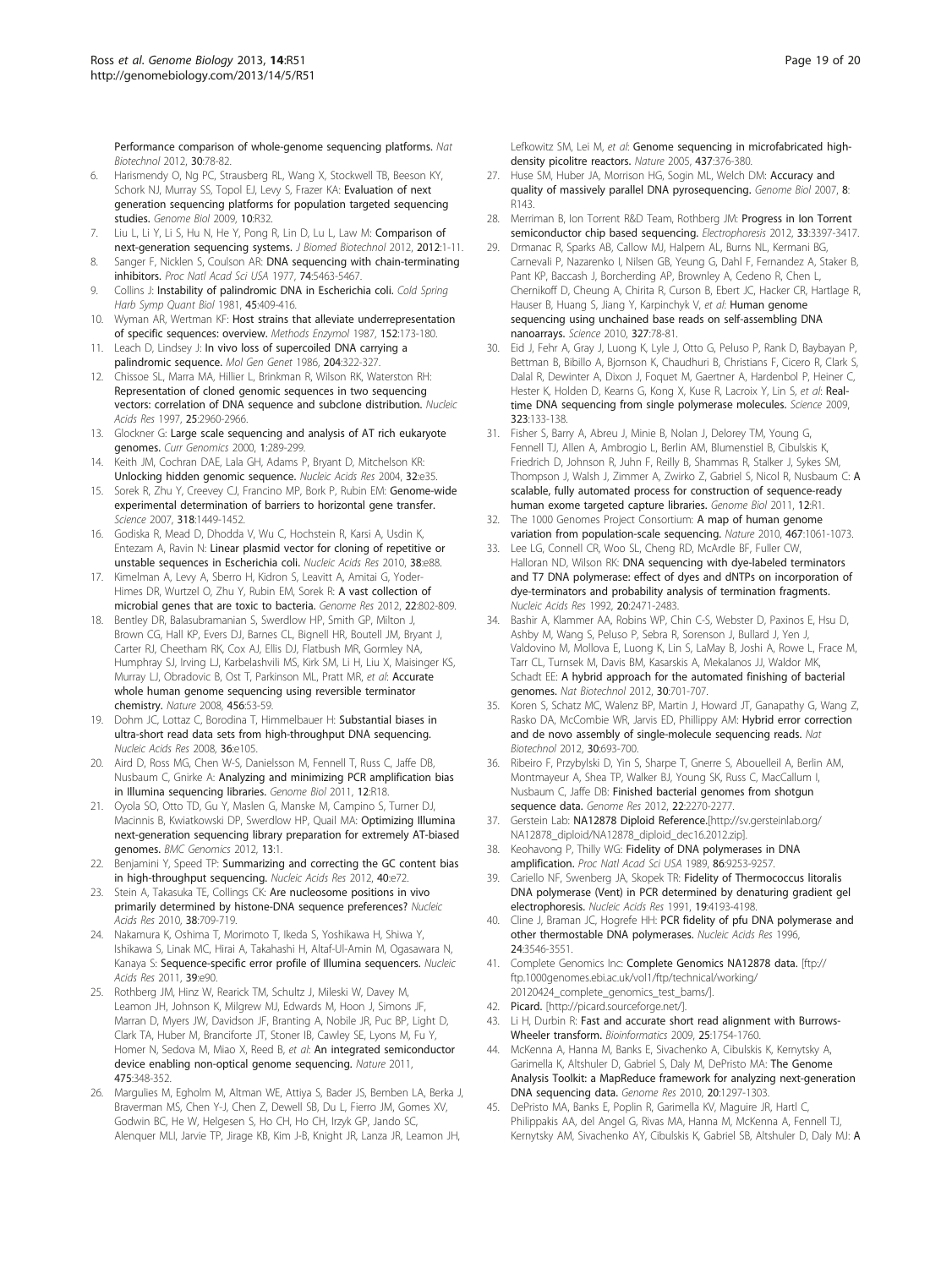Performance comparison of whole-genome sequencing platforms. *Nat Biotechnol* 2012, **30**:78-82.

6. Harismendy O, Ng PC, Strausberg RL, Wang X, Stockwell TB, Beeson KY, Schork NJ, Murray SS, Topol EJ, Levy S, Frazer KA: **Evaluation of next generation sequencing platforms for population targeted sequencing studies.** *Genome Biol* 2009, **10**:R32.
7. Liu L, Li Y, Li S, Hu N, He Y, Pong R, Lin D, Lu L, Law M: **Comparison of next-generation sequencing systems.** *J Biomed Biotechnol* 2012, **2012**:1-11.
8. Sanger F, Nicklen S, Coulson AR: **DNA sequencing with chain-terminating inhibitors.** *Proc Natl Acad Sci USA* 1977, **74**:5463-5467.
9. Collins J: **Instability of palindromic DNA in Escherichia coli.** *Cold Spring Harb Symp Quant Biol* 1981, **45**:409-416.
10. Wyman AR, Wertman KF: **Host strains that alleviate underrepresentation of specific sequences: overview.** *Methods Enzymol* 1987, **152**:173-180.
11. Leach D, Lindsey J: **In vivo loss of supercoiled DNA carrying a palindromic sequence.** *Mol Gen Genet* 1986, **204**:322-327.
12. Chissoe SL, Marra MA, Hillier L, Brinkman R, Wilson RK, Waterston RH: **Representation of cloned genomic sequences in two sequencing vectors: correlation of DNA sequence and subclone distribution.** *Nucleic Acids Res* 1997, **25**:2960-2966.
13. Glockner G: **Large scale sequencing and analysis of AT rich eukaryote genomes.** *Curr Genomics* 2000, **1**:289-299.
14. Keith JM, Cochran DAE, Lala GH, Adams P, Bryant D, Mitchelson KR: **Unlocking hidden genomic sequence.** *Nucleic Acids Res* 2004, **32**:e35.
15. Sorek R, Zhu Y, Creevey CJ, Francino MP, Bork P, Rubin EM: **Genome-wide experimental determination of barriers to horizontal gene transfer.** *Science* 2007, **318**:1449-1452.
16. Godiska R, Mead D, Dhodda V, Wu C, Hochstein R, Karsi A, Usdin K, Entezam A, Ravin N: **Linear plasmid vector for cloning of repetitive or unstable sequences in Escherichia coli.** *Nucleic Acids Res* 2010, **38**:e88.
17. Kimelman A, Levy A, Sberro H, Kidron S, Leavitt A, Amitai G, Yoder-Himes DR, Wurtzel O, Zhu Y, Rubin EM, Sorek R: **A vast collection of microbial genes that are toxic to bacteria.** *Genome Res* 2012, **22**:802-809.
18. Bentley DR, Balasubramanian S, Swerdlow HP, Smith GP, Milton J, Brown CG, Hall KP, Evers DJ, Barnes CL, Bignell HR, Boutell JM, Bryant J, Carter RJ, Cheetham RK, Cox AJ, Ellis DJ, Flatbush MR, Gormley NA, Humphray SJ, Irving LJ, Karbelashvili MS, Kirk SM, Li H, Liu X, Maisinger KS, Murray LJ, Obradovic B, Ost T, Parkinson ML, Pratt MR, *et al*: **Accurate whole human genome sequencing using reversible terminator chemistry.** *Nature* 2008, **456**:53-59.
19. Dohm JC, Lottaz C, Borodina T, Himmelbauer H: **Substantial biases in ultra-short read data sets from high-throughput DNA sequencing.** *Nucleic Acids Res* 2008, **36**:e105.
20. Aird D, Ross MG, Chen W-S, Danielsson M, Fennell T, Russ C, Jaffe DB, Nusbaum C, Gnirke A: **Analyzing and minimizing PCR amplification bias in Illumina sequencing libraries.** *Genome Biol* 2011, **12**:R18.
21. Oyola SO, Otto TD, Gu Y, Maslen G, Manske M, Campino S, Turner DJ, Macinnis B, Kwiatkowski DP, Swerdlow HP, Quail MA: **Optimizing Illumina next-generation sequencing library preparation for extremely AT-biased genomes.** *BMC Genomics* 2012, **13**:1.
22. Benjamini Y, Speed TP: **Summarizing and correcting the GC content bias in high-throughput sequencing.** *Nucleic Acids Res* 2012, **40**:e72.
23. Stein A, Takasuka TE, Collings CK: **Are nucleosome positions in vivo primarily determined by histone-DNA sequence preferences?** *Nucleic Acids Res* 2010, **38**:709-719.
24. Nakamura K, Oshima T, Morimoto T, Ikeda S, Yoshikawa H, Shiwa Y, Ishikawa S, Linak MC, Hirai A, Takahashi H, Altaf-Ul-Amin M, Ogasawara N, Kanaya S: **Sequence-specific error profile of Illumina sequencers.** *Nucleic Acids Res* 2011, **39**:e90.
25. Rothberg JM, Hinz W, Rearick TM, Schultz J, Mileski W, Davey M, Leamon JH, Johnson K, Milgrew MJ, Edwards M, Hoon J, Simons JF, Marran D, Myers JW, Davidson JF, Branting A, Nobile JR, Puc BP, Light D, Clark TA, Huber M, Branciforte JT, Stoner IB, Cawley SE, Lyons M, Fu Y, Homer N, Sedova M, Miao X, Reed B, *et al*: **An integrated semiconductor device enabling non-optical genome sequencing.** *Nature* 2011, **475**:348-352.
26. Margulies M, Egholm M, Altman WE, Attiya S, Bader JS, Bemben LA, Berka J, Braverman MS, Chen Y-J, Chen Z, Dewell SB, Du L, Fierro JM, Gomes XV, Godwin BC, He W, Helgesen S, Ho CH, Ho CH, Irzyk GP, Jando SC, Alenquer MLI, Jarvie TP, Jirage KB, Kim J-B, Knight JR, Lanza JR, Leamon JH, Lefkowitz SM, Lei M, *et al*: **Genome sequencing in microfabricated high-density picolitre reactors.** *Nature* 2005, **437**:376-380.
27. Huse SM, Huber JA, Morrison HG, Sogin ML, Welch DM: **Accuracy and quality of massively parallel DNA pyrosequencing.** *Genome Biol* 2007, **8**: R143.
28. Merriman B, Ion Torrent R&D Team, Rothberg JM: **Progress in Ion Torrent semiconductor chip based sequencing.** *Electrophoresis* 2012, **33**:3397-3417.
29. Drmanac R, Sparks AB, Callow MJ, Halpern AL, Burns NL, Kermani BG, Carnevali P, Nazarenko I, Nilsen GB, Yeung G, Dahl F, Fernandez A, Staker B, Pant KP, Baccash J, Borcherding AP, Brownley A, Cedeno R, Chen L, Chernikoff D, Cheung A, Chirita R, Curson B, Ebert JC, Hacker CR, Hartlage R, Hauser B, Huang S, Jiang Y, Karpinchyk V, *et al*: **Human genome sequencing using unchained base reads on self-assembling DNA nanoarrays.** *Science* 2010, **327**:78-81.
30. Eid J, Fehr A, Gray J, Luong K, Lyle J, Otto G, Peluso P, Rank D, Baybayan P, Bettman B, Bibillo A, Bjornson K, Chaudhuri B, Christians F, Cicero R, Clark S, Dalal R, Dewinter A, Dixon J, Foquet M, Gaertner A, Hardenbol P, Heiner C, Hester K, Holden D, Kearns G, Kong X, Kuse R, Lacroix Y, Lin S, *et al*: **Real-time DNA sequencing from single polymerase molecules.** *Science* 2009, **323**:133-138.
31. Fisher S, Barry A, Abreu J, Minie B, Nolan J, Delorey TM, Young G, Fennell TJ, Allen A, Ambrogio L, Berlin AM, Blumenstiel B, Cibulskis K, Friedrich D, Johnson R, Juhn F, Reilly B, Shammas R, Stalker J, Sykes SM, Thompson J, Walsh J, Zimmer A, Zwirko Z, Gabriel S, Nicol R, Nusbaum C: **A scalable, fully automated process for construction of sequence-ready human exome targeted capture libraries.** *Genome Biol* 2011, **12**:R1.
32. The 1000 Genomes Project Consortium: **A map of human genome variation from population-scale sequencing.** *Nature* 2010, **467**:1061-1073.
33. Lee LG, Connell CR, Woo SL, Cheng RD, McArdle BF, Fuller CW, Halloran ND, Wilson RK: **DNA sequencing with dye-labeled terminators and T7 DNA polymerase: effect of dyes and dNTPs on incorporation of dye-terminators and probability analysis of termination fragments.** *Nucleic Acids Res* 1992, **20**:2471-2483.
34. Bashir A, Klammer AA, Robins WP, Chin C-S, Webster D, Paxinos E, Hsu D, Ashby M, Wang S, Peluso P, Sebra R, Sorenson J, Bullard J, Yen J, Valdovino M, Mollova E, Luong K, Lin S, LaMay B, Joshi A, Rowe L, Frace M, Tarr CL, Turnsek M, Davis BM, Kasarskis A, Mekalanos JJ, Waldor MK, Schadt EE: **A hybrid approach for the automated finishing of bacterial genomes.** *Nat Biotechnol* 2012, **30**:701-707.
35. Koren S, Schatz MC, Walenz BP, Martin J, Howard JT, Ganapathy G, Wang Z, Rasko DA, McCombie WR, Jarvis ED, Phillippy AM: **Hybrid error correction and de novo assembly of single-molecule sequencing reads.** *Nat Biotechnol* 2012, **30**:693-700.
36. Ribeiro F, Przybylski D, Yin S, Sharpe T, Gnerre S, Abouelleil A, Berlin AM, Montmayeur A, Shea TP, Walker BJ, Young SK, Russ C, MacCallum I, Nusbaum C, Jaffe DB: **Finished bacterial genomes from shotgun sequence data.** *Genome Res* 2012, **22**:2270-2277.
37. Gerstein Lab: **NA12878 Diploid Reference.**[http://sv.gersteinlab.org/NA12878_diploid/NA12878_diploid_dec16.2012.zip].
38. Keohavong P, Thilly WG: **Fidelity of DNA polymerases in DNA amplification.** *Proc Natl Acad Sci USA* 1989, **86**:9253-9257.
39. Cariello NF, Swenberg JA, Skopek TR: **Fidelity of Thermococcus litoralis DNA polymerase (Vent) in PCR determined by denaturing gradient gel electrophoresis.** *Nucleic Acids Res* 1991, **19**:4193-4198.
40. Cline J, Braman JC, Hogrefe HH: **PCR fidelity of pfu DNA polymerase and other thermostable DNA polymerases.** *Nucleic Acids Res* 1996, **24**:3546-3551.
41. Complete Genomics Inc: **Complete Genomics NA12878 data.** [ftp://ftp.1000genomes.ebi.ac.uk/vol1/ftp/technical/working/20120424_complete_genomics_test_bams/].
42. **Picard.** [http://picard.sourceforge.net/].
43. Li H, Durbin R: **Fast and accurate short read alignment with Burrows-Wheeler transform.** *Bioinformatics* 2009, **25**:1754-1760.
44. McKenna A, Hanna M, Banks E, Sivachenko A, Cibulskis K, Kernytsky A, Garimella K, Altshuler D, Gabriel S, Daly M, DePristo MA: **The Genome Analysis Toolkit: a MapReduce framework for analyzing next-generation DNA sequencing data.** *Genome Res* 2010, **20**:1297-1303.
45. DePristo MA, Banks E, Poplin R, Garimella KV, Maguire JR, Hartl C, Philippakis AA, del Angel G, Rivas MA, Hanna M, McKenna A, Fennell TJ, Kernytsky AM, Sivachenko AY, Cibulskis K, Gabriel SB, Altshuler D, Daly MJ: **A**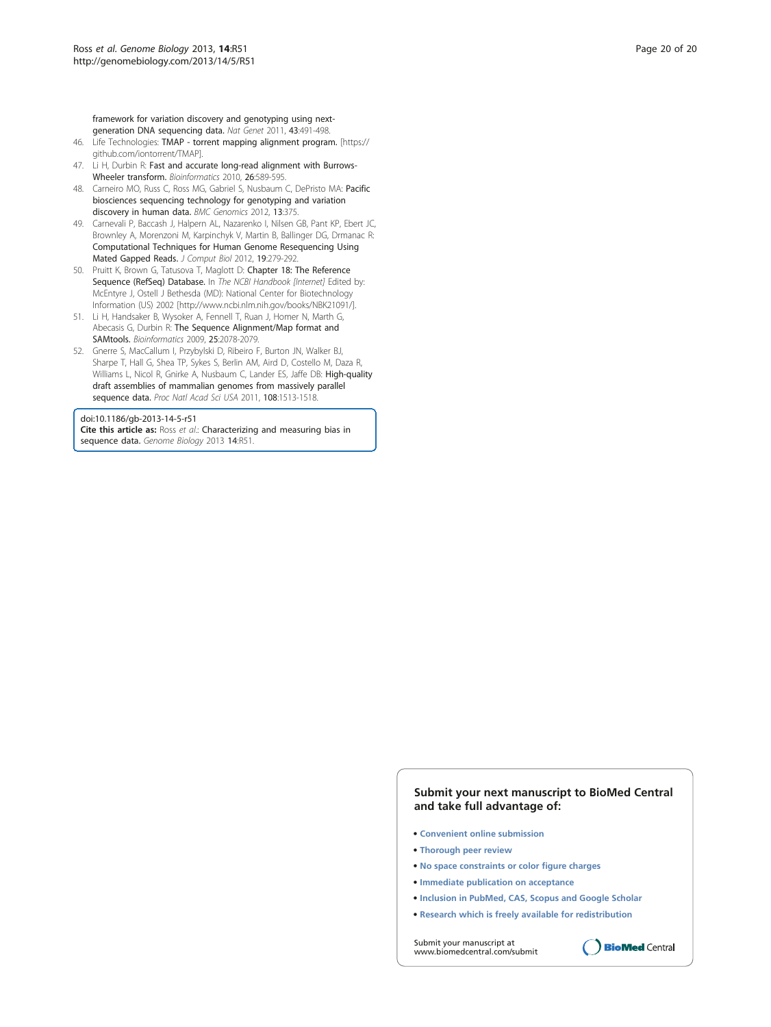framework for variation discovery and genotyping using next-generation DNA sequencing data. *Nat Genet* 2011, **43**:491-498.

46. Life Technologies: **TMAP - torrent mapping alignment program.** [https://github.com/iontorrent/TMAP].
47. Li H, Durbin R: **Fast and accurate long-read alignment with Burrows-Wheeler transform.** *Bioinformatics* 2010, **26**:589-595.
48. Carneiro MO, Russ C, Ross MG, Gabriel S, Nusbaum C, DePristo MA: **Pacific biosciences sequencing technology for genotyping and variation discovery in human data.** *BMC Genomics* 2012, **13**:375.
49. Carnevali P, Baccash J, Halpern AL, Nazarenko I, Nilsen GB, Pant KP, Ebert JC, Brownley A, Morenzoni M, Karpinchyk V, Martin B, Ballinger DG, Drmanac R: **Computational Techniques for Human Genome Resequencing Using Mated Gapped Reads.** *J Comput Biol* 2012, **19**:279-292.
50. Pruitt K, Brown G, Tatusova T, Maglott D: **Chapter 18: The Reference Sequence (RefSeq) Database.** In *The NCBI Handbook [Internet]* Edited by: McEntyre J, Ostell J Bethesda (MD): National Center for Biotechnology Information (US) 2002 [http://www.ncbi.nlm.nih.gov/books/NBK21091/].
51. Li H, Handsaker B, Wysoker A, Fennell T, Ruan J, Homer N, Marth G, Abecasis G, Durbin R: **The Sequence Alignment/Map format and SAMtools.** *Bioinformatics* 2009, **25**:2078-2079.
52. Gnerre S, MacCallum I, Przybylski D, Ribeiro F, Burton JN, Walker BJ, Sharpe T, Hall G, Shea TP, Sykes S, Berlin AM, Aird D, Costello M, Daza R, Williams L, Nicol R, Gnirke A, Nusbaum C, Lander ES, Jaffe DB: **High-quality draft assemblies of mammalian genomes from massively parallel sequence data.** *Proc Natl Acad Sci USA* 2011, **108**:1513-1518.

doi:10.1186/gb-2013-14-5-r51
**Cite this article as:** Ross *et al.*: Characterizing and measuring bias in sequence data. *Genome Biology* 2013 **14**:R51.

**Submit your next manuscript to BioMed Central and take full advantage of:**

- **Convenient online submission**
- **Thorough peer review**
- **No space constraints or color figure charges**
- **Immediate publication on acceptance**
- **Inclusion in PubMed, CAS, Scopus and Google Scholar**
- **Research which is freely available for redistribution**

Submit your manuscript at
www.biomedcentral.com/submit

BioMed Central